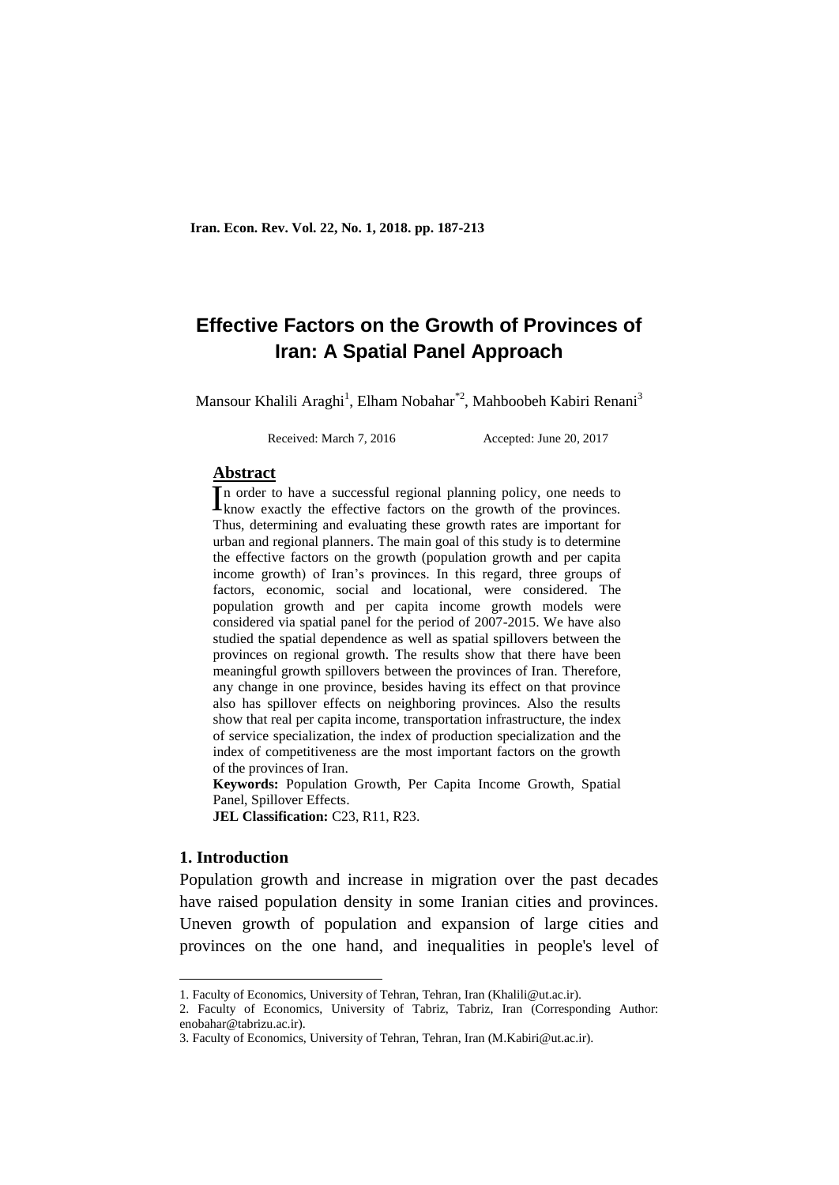# Effective Factors on the Growth of Provinces of Iran: A Spatial Panel Approach

Mansour Khalili Araghi[1], Elham Nobahar*[2], Mahboobeh Kabiri Renani[3]

Received: March 7, 2016 Accepted: June 20, 2017

## Abstract

In order to have a successful regional planning policy, one needs to know exactly the effective factors on the growth of the provinces. Thus, determining and evaluating these growth rates are important for urban and regional planners. The main goal of this study is to determine the effective factors on the growth (population growth and per capita income growth) of Iran's provinces. In this regard, three groups of factors, economic, social and locational, were considered. The population growth and per capita income growth models were considered via spatial panel for the period of 2007-2015. We have also studied the spatial dependence as well as spatial spillovers between the provinces on regional growth. The results show that there have been meaningful growth spillovers between the provinces of Iran. Therefore, any change in one province, besides having its effect on that province also has spillover effects on neighboring provinces. Also the results show that real per capita income, transportation infrastructure, the index of service specialization, the index of production specialization and the index of competitiveness are the most important factors on the growth of the provinces of Iran.

**Keywords:** Population Growth, Per Capita Income Growth, Spatial Panel, Spillover Effects.

**JEL Classification:** C23, R11, R23.

## 1. Introduction

Population growth and increase in migration over the past decades have raised population density in some Iranian cities and provinces. Uneven growth of population and expansion of large cities and provinces on the one hand, and inequalities in people's level of

---

1. Faculty of Economics, University of Tehran, Tehran, Iran (Khalili@ut.ac.ir).
2. Faculty of Economics, University of Tabriz, Tabriz, Iran (Corresponding Author: enobahar@tabrizu.ac.ir).
3. Faculty of Economics, University of Tehran, Tehran, Iran (M.Kabiri@ut.ac.ir).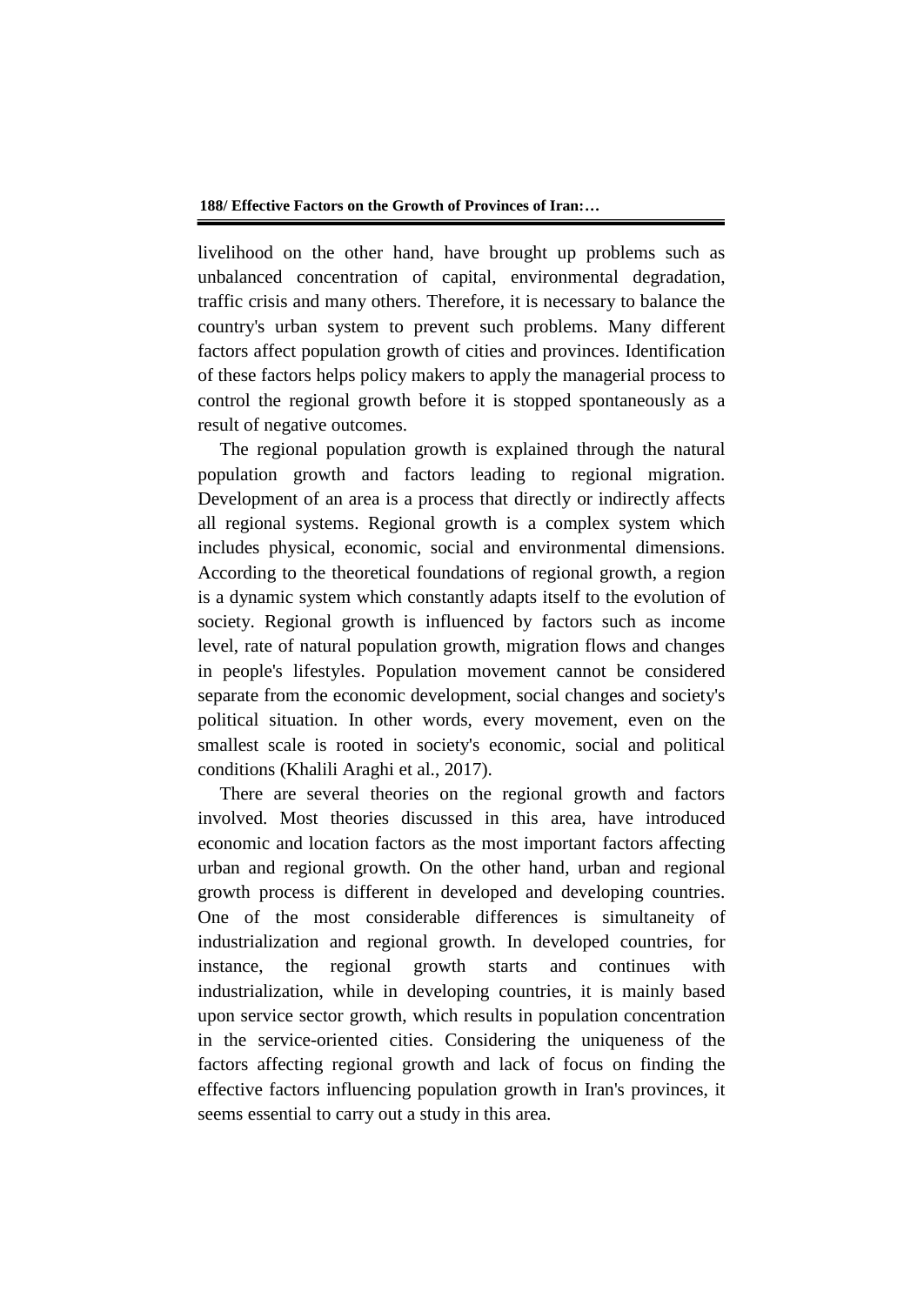livelihood on the other hand, have brought up problems such as unbalanced concentration of capital, environmental degradation, traffic crisis and many others. Therefore, it is necessary to balance the country's urban system to prevent such problems. Many different factors affect population growth of cities and provinces. Identification of these factors helps policy makers to apply the managerial process to control the regional growth before it is stopped spontaneously as a result of negative outcomes.

The regional population growth is explained through the natural population growth and factors leading to regional migration. Development of an area is a process that directly or indirectly affects all regional systems. Regional growth is a complex system which includes physical, economic, social and environmental dimensions. According to the theoretical foundations of regional growth, a region is a dynamic system which constantly adapts itself to the evolution of society. Regional growth is influenced by factors such as income level, rate of natural population growth, migration flows and changes in people's lifestyles. Population movement cannot be considered separate from the economic development, social changes and society's political situation. In other words, every movement, even on the smallest scale is rooted in society's economic, social and political conditions (Khalili Araghi et al., 2017).

There are several theories on the regional growth and factors involved. Most theories discussed in this area, have introduced economic and location factors as the most important factors affecting urban and regional growth. On the other hand, urban and regional growth process is different in developed and developing countries. One of the most considerable differences is simultaneity of industrialization and regional growth. In developed countries, for instance, the regional growth starts and continues with industrialization, while in developing countries, it is mainly based upon service sector growth, which results in population concentration in the service-oriented cities. Considering the uniqueness of the factors affecting regional growth and lack of focus on finding the effective factors influencing population growth in Iran's provinces, it seems essential to carry out a study in this area.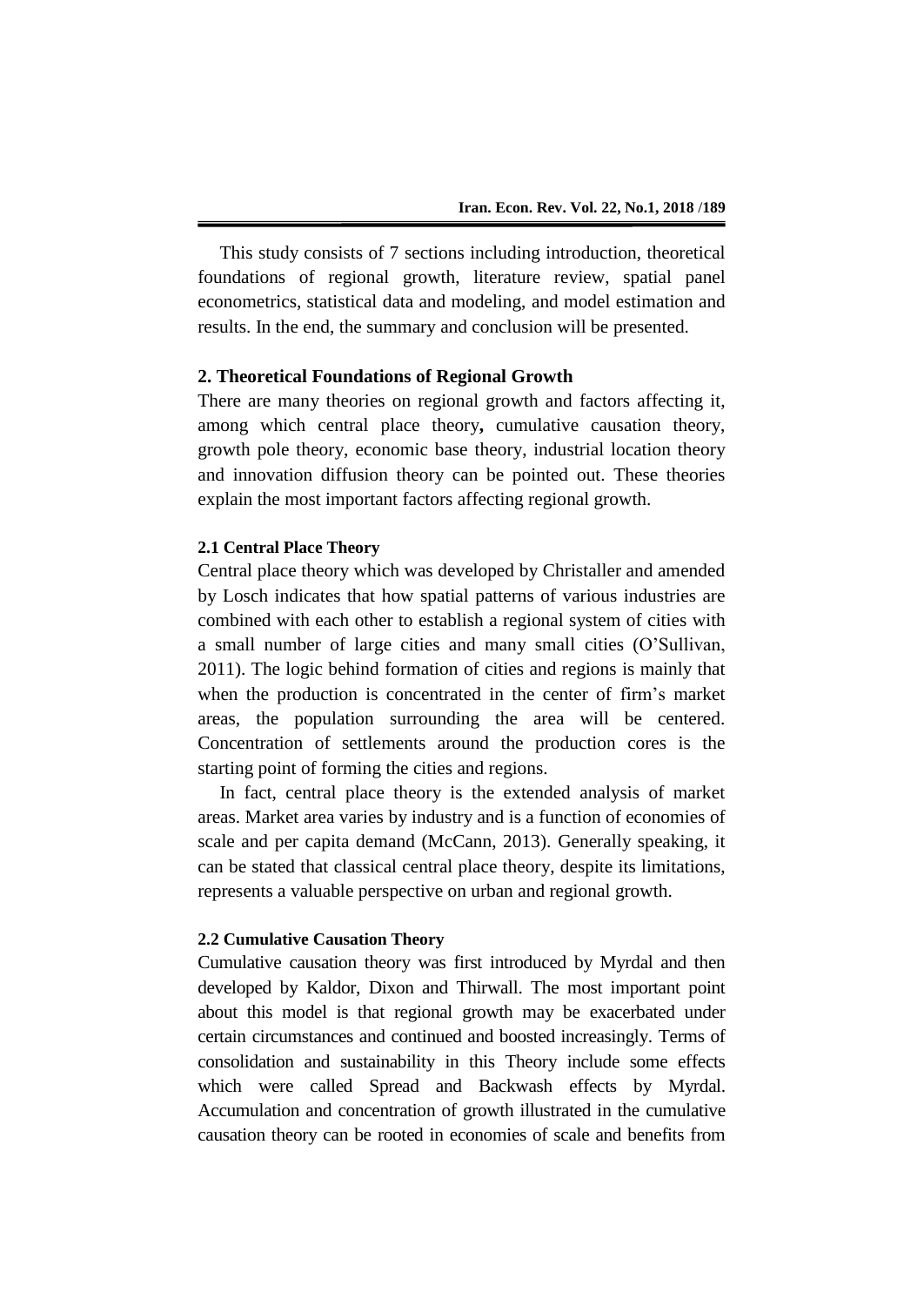This study consists of 7 sections including introduction, theoretical foundations of regional growth, literature review, spatial panel econometrics, statistical data and modeling, and model estimation and results. In the end, the summary and conclusion will be presented.

## 2. Theoretical Foundations of Regional Growth

There are many theories on regional growth and factors affecting it, among which central place theory**,** cumulative causation theory, growth pole theory, economic base theory, industrial location theory and innovation diffusion theory can be pointed out. These theories explain the most important factors affecting regional growth.

### 2.1 Central Place Theory

Central place theory which was developed by Christaller and amended by Losch indicates that how spatial patterns of various industries are combined with each other to establish a regional system of cities with a small number of large cities and many small cities (O'Sullivan, 2011). The logic behind formation of cities and regions is mainly that when the production is concentrated in the center of firm's market areas, the population surrounding the area will be centered. Concentration of settlements around the production cores is the starting point of forming the cities and regions.

In fact, central place theory is the extended analysis of market areas. Market area varies by industry and is a function of economies of scale and per capita demand (McCann, 2013). Generally speaking, it can be stated that classical central place theory, despite its limitations, represents a valuable perspective on urban and regional growth.

### 2.2 Cumulative Causation Theory

Cumulative causation theory was first introduced by Myrdal and then developed by Kaldor, Dixon and Thirwall. The most important point about this model is that regional growth may be exacerbated under certain circumstances and continued and boosted increasingly. Terms of consolidation and sustainability in this Theory include some effects which were called Spread and Backwash effects by Myrdal. Accumulation and concentration of growth illustrated in the cumulative causation theory can be rooted in economies of scale and benefits from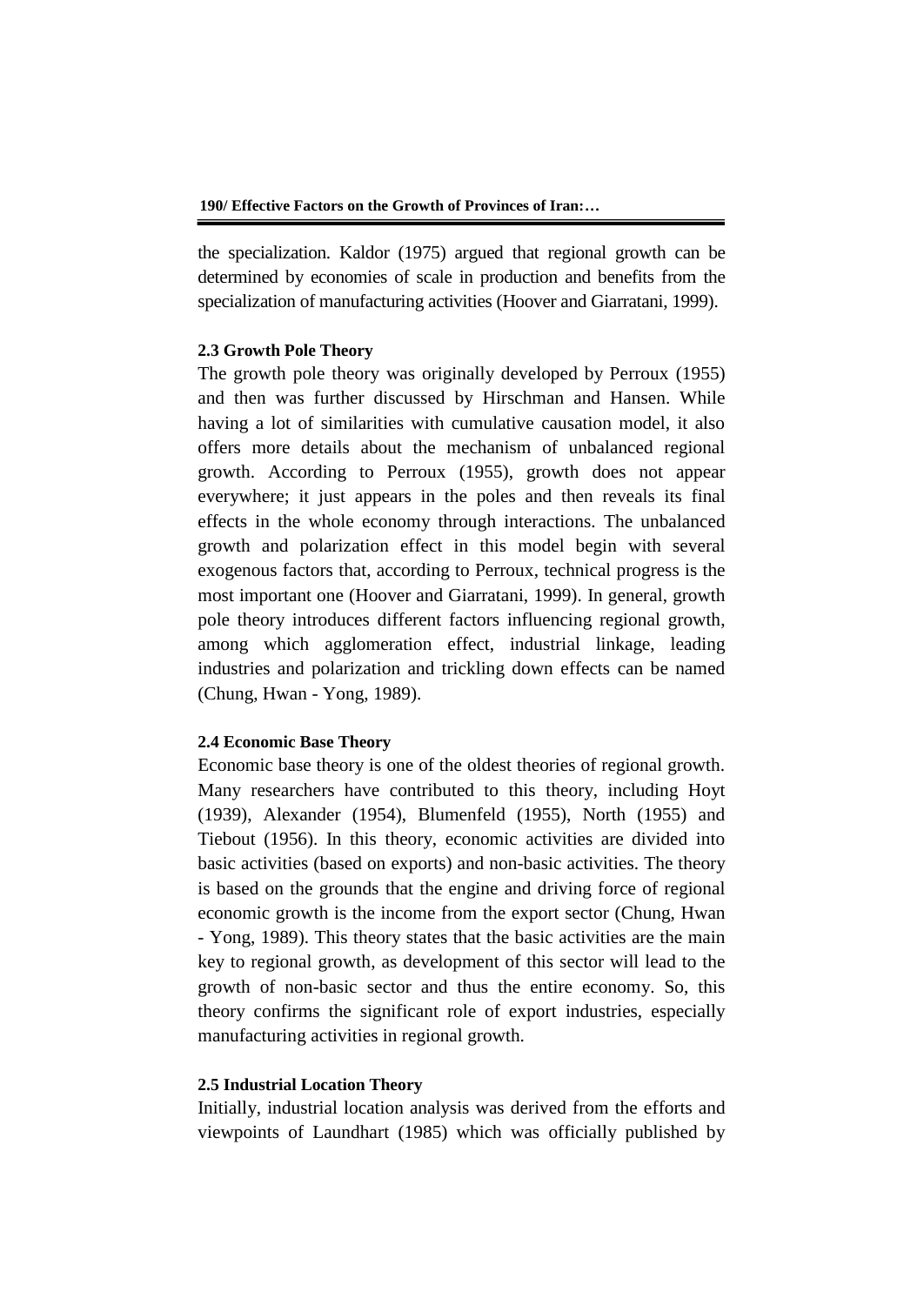the specialization. Kaldor (1975) argued that regional growth can be determined by economies of scale in production and benefits from the specialization of manufacturing activities (Hoover and Giarratani, 1999).

### 2.3 Growth Pole Theory

The growth pole theory was originally developed by Perroux (1955) and then was further discussed by Hirschman and Hansen. While having a lot of similarities with cumulative causation model, it also offers more details about the mechanism of unbalanced regional growth. According to Perroux (1955), growth does not appear everywhere; it just appears in the poles and then reveals its final effects in the whole economy through interactions. The unbalanced growth and polarization effect in this model begin with several exogenous factors that, according to Perroux, technical progress is the most important one (Hoover and Giarratani, 1999). In general, growth pole theory introduces different factors influencing regional growth, among which agglomeration effect, industrial linkage, leading industries and polarization and trickling down effects can be named (Chung, Hwan - Yong, 1989).

### 2.4 Economic Base Theory

Economic base theory is one of the oldest theories of regional growth. Many researchers have contributed to this theory, including Hoyt (1939), Alexander (1954), Blumenfeld (1955), North (1955) and Tiebout (1956). In this theory, economic activities are divided into basic activities (based on exports) and non-basic activities. The theory is based on the grounds that the engine and driving force of regional economic growth is the income from the export sector (Chung, Hwan - Yong, 1989). This theory states that the basic activities are the main key to regional growth, as development of this sector will lead to the growth of non-basic sector and thus the entire economy. So, this theory confirms the significant role of export industries, especially manufacturing activities in regional growth.

### 2.5 Industrial Location Theory

Initially, industrial location analysis was derived from the efforts and viewpoints of Laundhart (1985) which was officially published by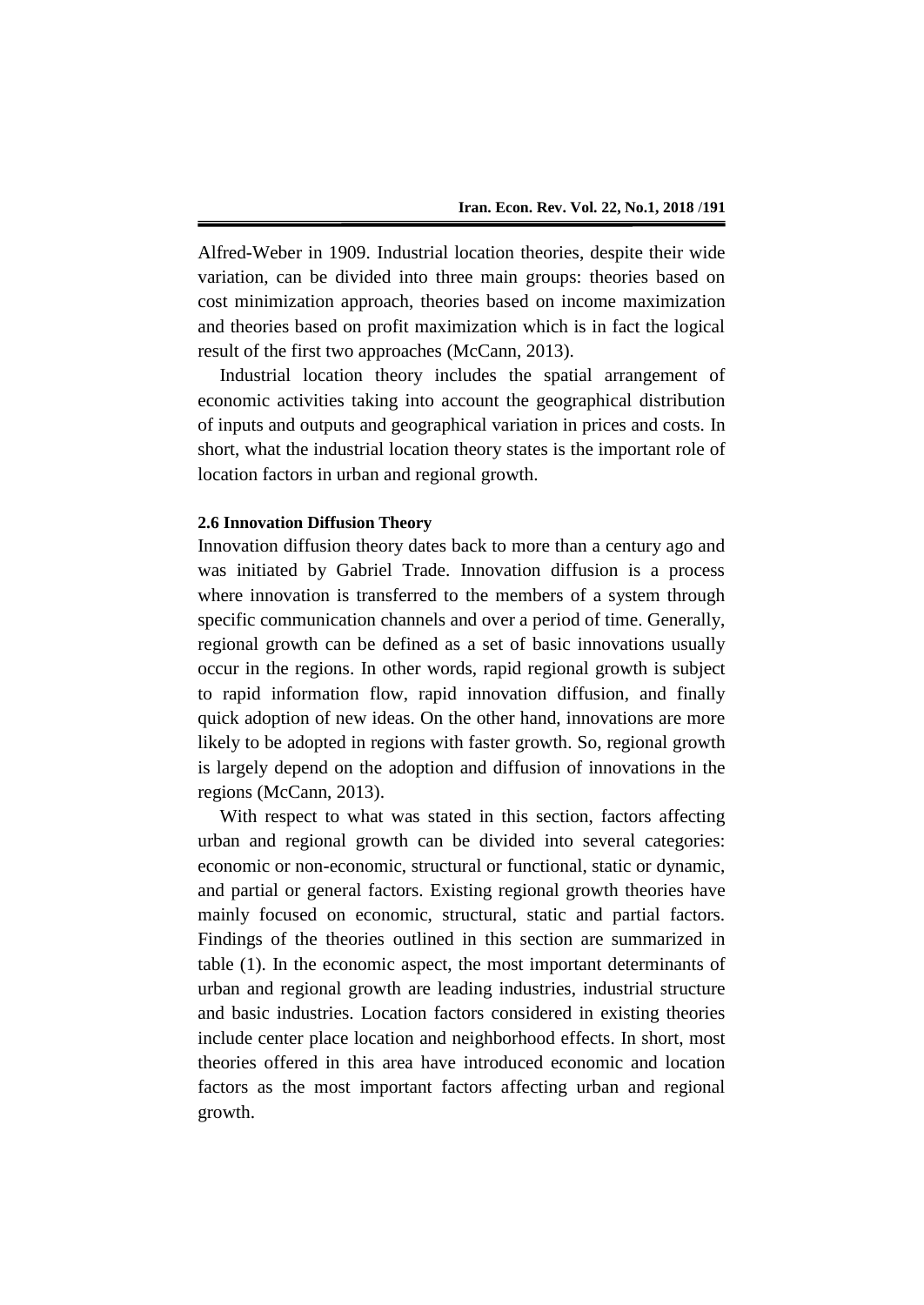Alfred-Weber in 1909. Industrial location theories, despite their wide variation, can be divided into three main groups: theories based on cost minimization approach, theories based on income maximization and theories based on profit maximization which is in fact the logical result of the first two approaches (McCann, 2013).

Industrial location theory includes the spatial arrangement of economic activities taking into account the geographical distribution of inputs and outputs and geographical variation in prices and costs. In short, what the industrial location theory states is the important role of location factors in urban and regional growth.

### 2.6 Innovation Diffusion Theory

Innovation diffusion theory dates back to more than a century ago and was initiated by Gabriel Trade. Innovation diffusion is a process where innovation is transferred to the members of a system through specific communication channels and over a period of time. Generally, regional growth can be defined as a set of basic innovations usually occur in the regions. In other words, rapid regional growth is subject to rapid information flow, rapid innovation diffusion, and finally quick adoption of new ideas. On the other hand, innovations are more likely to be adopted in regions with faster growth. So, regional growth is largely depend on the adoption and diffusion of innovations in the regions (McCann, 2013).

With respect to what was stated in this section, factors affecting urban and regional growth can be divided into several categories: economic or non-economic, structural or functional, static or dynamic, and partial or general factors. Existing regional growth theories have mainly focused on economic, structural, static and partial factors. Findings of the theories outlined in this section are summarized in table (1). In the economic aspect, the most important determinants of urban and regional growth are leading industries, industrial structure and basic industries. Location factors considered in existing theories include center place location and neighborhood effects. In short, most theories offered in this area have introduced economic and location factors as the most important factors affecting urban and regional growth.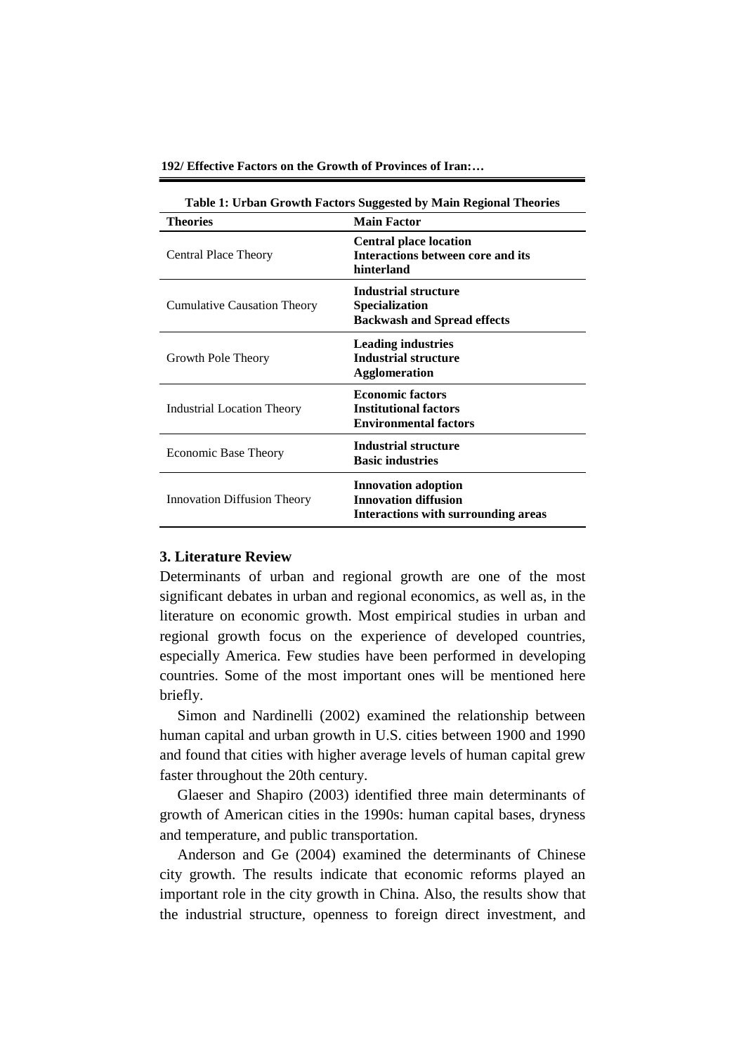**Table 1: Urban Growth Factors Suggested by Main Regional Theories**

| Theories | Main Factor |
|---|---|
| Central Place Theory | **Central place location**<br>**Interactions between core and its hinterland** |
| Cumulative Causation Theory | **Industrial structure**<br>**Specialization**<br>**Backwash and Spread effects** |
| Growth Pole Theory | **Leading industries**<br>**Industrial structure**<br>**Agglomeration** |
| Industrial Location Theory | **Economic factors**<br>**Institutional factors**<br>**Environmental factors** |
| Economic Base Theory | **Industrial structure**<br>**Basic industries** |
| Innovation Diffusion Theory | **Innovation adoption**<br>**Innovation diffusion**<br>**Interactions with surrounding areas** |

## 3. Literature Review

Determinants of urban and regional growth are one of the most significant debates in urban and regional economics, as well as, in the literature on economic growth. Most empirical studies in urban and regional growth focus on the experience of developed countries, especially America. Few studies have been performed in developing countries. Some of the most important ones will be mentioned here briefly.

Simon and Nardinelli (2002) examined the relationship between human capital and urban growth in U.S. cities between 1900 and 1990 and found that cities with higher average levels of human capital grew faster throughout the 20th century.

Glaeser and Shapiro (2003) identified three main determinants of growth of American cities in the 1990s: human capital bases, dryness and temperature, and public transportation.

Anderson and Ge (2004) examined the determinants of Chinese city growth. The results indicate that economic reforms played an important role in the city growth in China. Also, the results show that the industrial structure, openness to foreign direct investment, and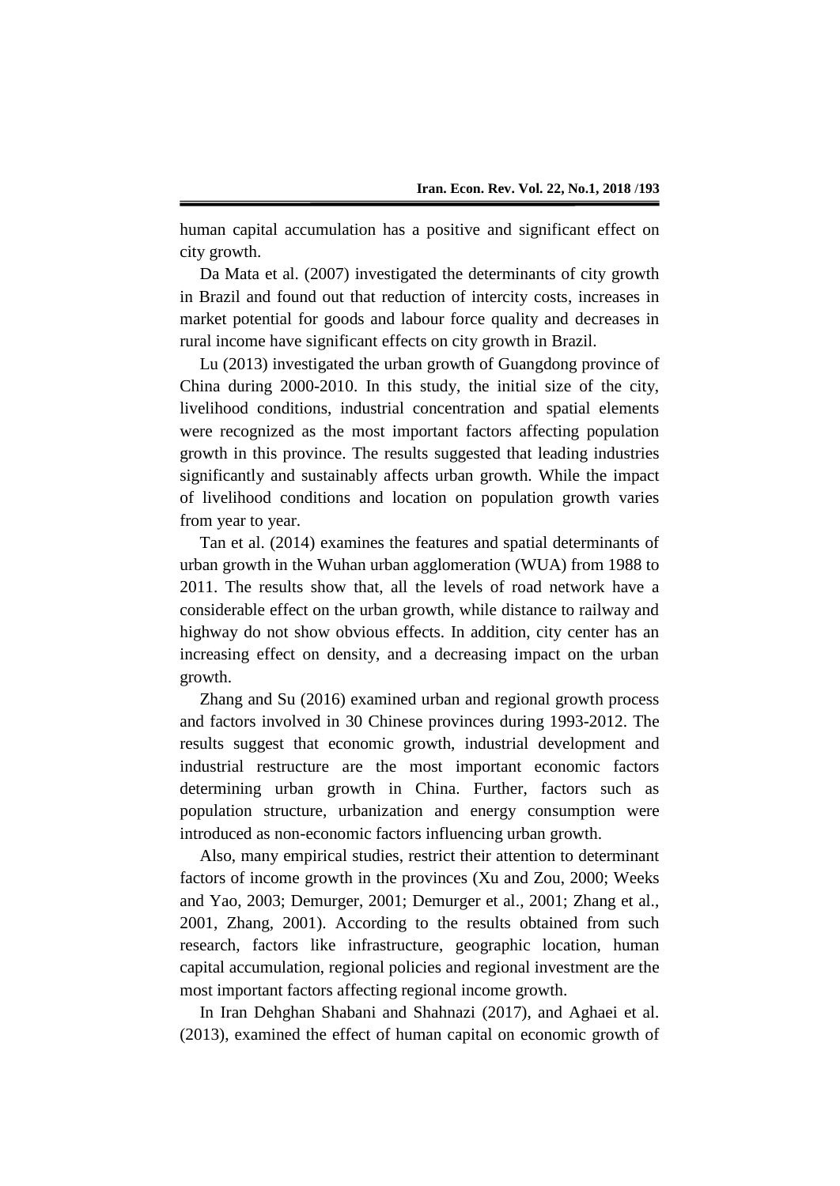human capital accumulation has a positive and significant effect on city growth.

Da Mata et al. (2007) investigated the determinants of city growth in Brazil and found out that reduction of intercity costs, increases in market potential for goods and labour force quality and decreases in rural income have significant effects on city growth in Brazil.

Lu (2013) investigated the urban growth of Guangdong province of China during 2000-2010. In this study, the initial size of the city, livelihood conditions, industrial concentration and spatial elements were recognized as the most important factors affecting population growth in this province. The results suggested that leading industries significantly and sustainably affects urban growth. While the impact of livelihood conditions and location on population growth varies from year to year.

Tan et al. (2014) examines the features and spatial determinants of urban growth in the Wuhan urban agglomeration (WUA) from 1988 to 2011. The results show that, all the levels of road network have a considerable effect on the urban growth, while distance to railway and highway do not show obvious effects. In addition, city center has an increasing effect on density, and a decreasing impact on the urban growth.

Zhang and Su (2016) examined urban and regional growth process and factors involved in 30 Chinese provinces during 1993-2012. The results suggest that economic growth, industrial development and industrial restructure are the most important economic factors determining urban growth in China. Further, factors such as population structure, urbanization and energy consumption were introduced as non-economic factors influencing urban growth.

Also, many empirical studies, restrict their attention to determinant factors of income growth in the provinces (Xu and Zou, 2000; Weeks and Yao, 2003; Demurger, 2001; Demurger et al., 2001; Zhang et al., 2001, Zhang, 2001). According to the results obtained from such research, factors like infrastructure, geographic location, human capital accumulation, regional policies and regional investment are the most important factors affecting regional income growth.

In Iran Dehghan Shabani and Shahnazi (2017), and Aghaei et al. (2013), examined the effect of human capital on economic growth of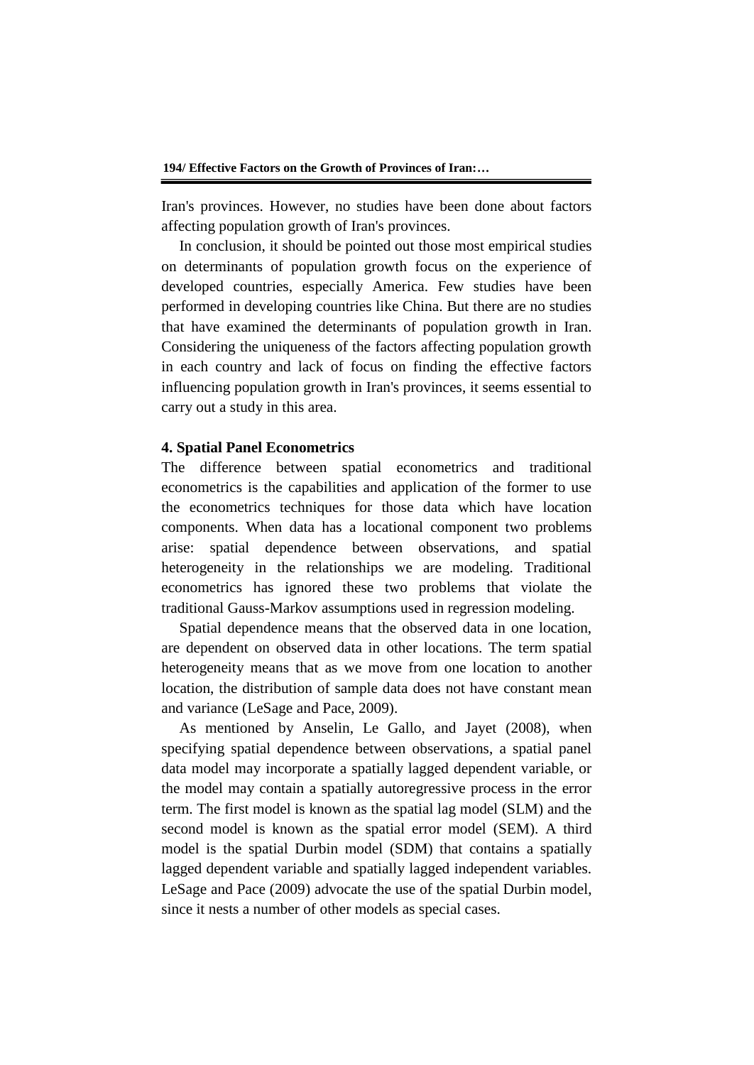Iran's provinces. However, no studies have been done about factors affecting population growth of Iran's provinces.

In conclusion, it should be pointed out those most empirical studies on determinants of population growth focus on the experience of developed countries, especially America. Few studies have been performed in developing countries like China. But there are no studies that have examined the determinants of population growth in Iran. Considering the uniqueness of the factors affecting population growth in each country and lack of focus on finding the effective factors influencing population growth in Iran's provinces, it seems essential to carry out a study in this area.

## 4. Spatial Panel Econometrics

The difference between spatial econometrics and traditional econometrics is the capabilities and application of the former to use the econometrics techniques for those data which have location components. When data has a locational component two problems arise: spatial dependence between observations, and spatial heterogeneity in the relationships we are modeling. Traditional econometrics has ignored these two problems that violate the traditional Gauss-Markov assumptions used in regression modeling.

Spatial dependence means that the observed data in one location, are dependent on observed data in other locations. The term spatial heterogeneity means that as we move from one location to another location, the distribution of sample data does not have constant mean and variance (LeSage and Pace, 2009).

As mentioned by Anselin, Le Gallo, and Jayet (2008), when specifying spatial dependence between observations, a spatial panel data model may incorporate a spatially lagged dependent variable, or the model may contain a spatially autoregressive process in the error term. The first model is known as the spatial lag model (SLM) and the second model is known as the spatial error model (SEM). A third model is the spatial Durbin model (SDM) that contains a spatially lagged dependent variable and spatially lagged independent variables. LeSage and Pace (2009) advocate the use of the spatial Durbin model, since it nests a number of other models as special cases.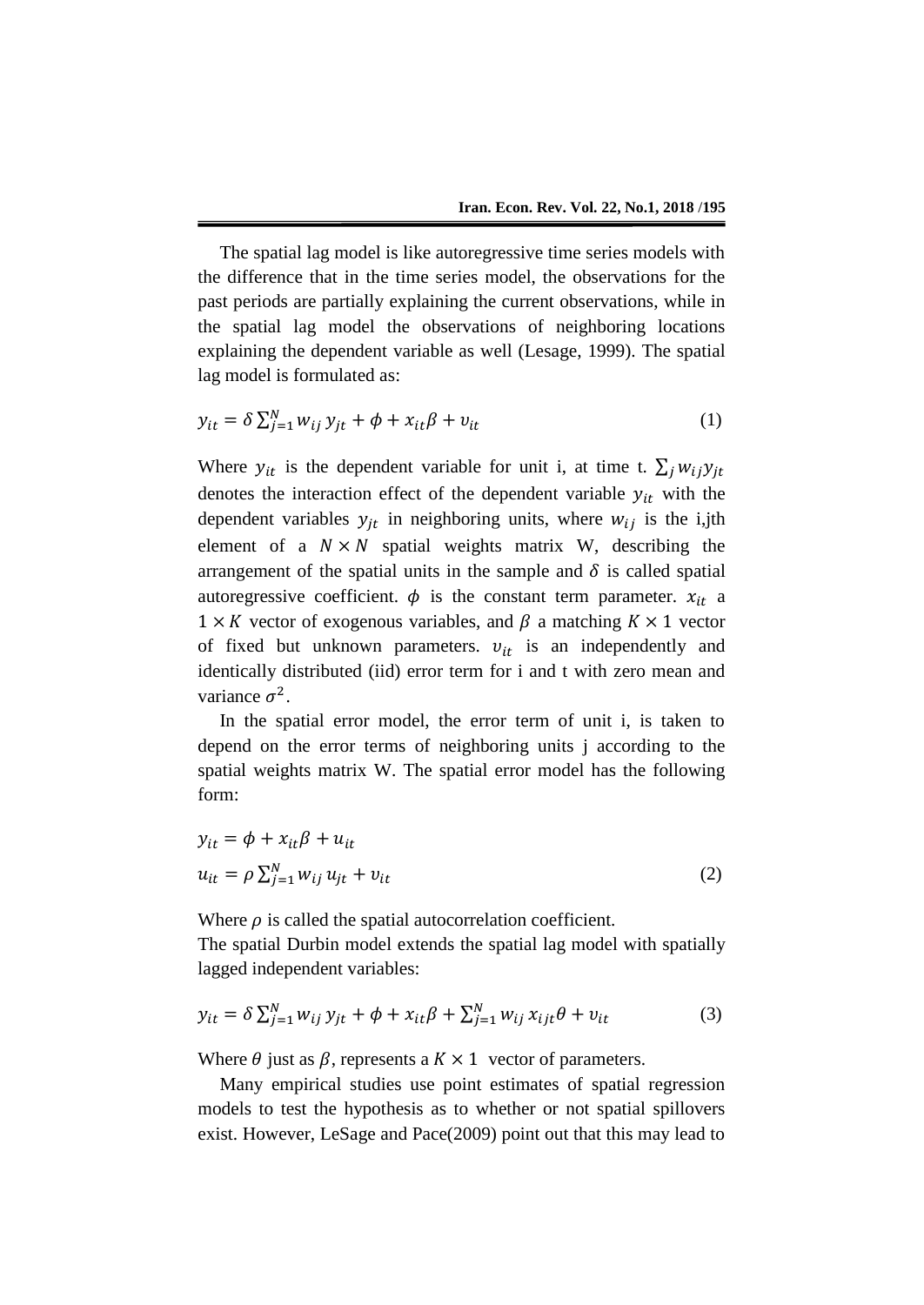The spatial lag model is like autoregressive time series models with the difference that in the time series model, the observations for the past periods are partially explaining the current observations, while in the spatial lag model the observations of neighboring locations explaining the dependent variable as well (Lesage, 1999). The spatial lag model is formulated as:

$$y_{it} = \delta \sum_{j=1}^{N} w_{ij}\, y_{jt} + \phi + x_{it}\beta + \upsilon_{it} \tag{1}$$

Where $y_{it}$ is the dependent variable for unit i, at time t. $\sum_j w_{ij} y_{jt}$ denotes the interaction effect of the dependent variable $y_{it}$ with the dependent variables $y_{jt}$ in neighboring units, where $w_{ij}$ is the i,jth element of a $N \times N$ spatial weights matrix W, describing the arrangement of the spatial units in the sample and $\delta$ is called spatial autoregressive coefficient. $\phi$ is the constant term parameter. $x_{it}$ a $1 \times K$ vector of exogenous variables, and $\beta$ a matching $K \times 1$ vector of fixed but unknown parameters. $\upsilon_{it}$ is an independently and identically distributed (iid) error term for i and t with zero mean and variance $\sigma^2$.

In the spatial error model, the error term of unit i, is taken to depend on the error terms of neighboring units j according to the spatial weights matrix W. The spatial error model has the following form:

$$y_{it} = \phi + x_{it}\beta + u_{it}$$

$$u_{it} = \rho \sum_{j=1}^{N} w_{ij}\, u_{jt} + \upsilon_{it} \tag{2}$$

Where $\rho$ is called the spatial autocorrelation coefficient.

The spatial Durbin model extends the spatial lag model with spatially lagged independent variables:

$$y_{it} = \delta \sum_{j=1}^{N} w_{ij}\, y_{jt} + \phi + x_{it}\beta + \sum_{j=1}^{N} w_{ij}\, x_{ijt}\theta + \upsilon_{it} \tag{3}$$

Where $\theta$ just as $\beta$, represents a $K \times 1$ vector of parameters.

Many empirical studies use point estimates of spatial regression models to test the hypothesis as to whether or not spatial spillovers exist. However, LeSage and Pace(2009) point out that this may lead to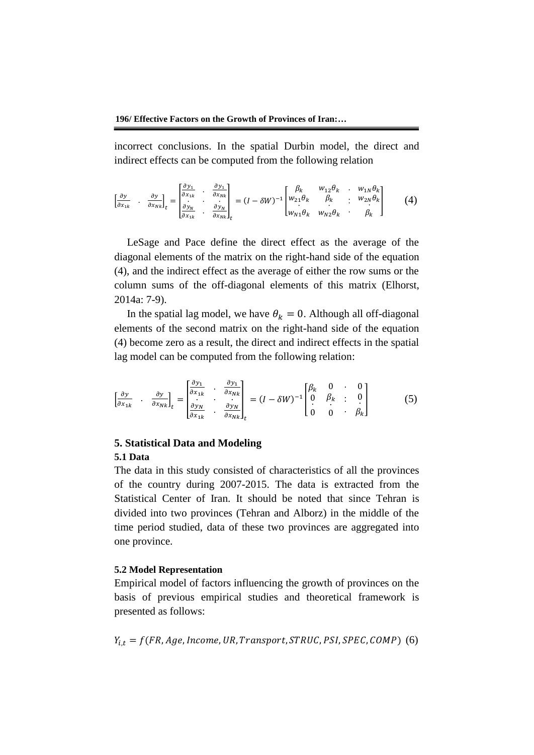incorrect conclusions. In the spatial Durbin model, the direct and indirect effects can be computed from the following relation

$$\left[\frac{\partial y}{\partial x_{1k}} \quad \cdot \quad \frac{\partial y}{\partial x_{Nk}}\right]_t = \begin{bmatrix} \frac{\partial y_1}{\partial x_{1k}} & \cdot & \frac{\partial y_1}{\partial x_{Nk}} \\ \cdot & \cdot & \cdot \\ \frac{\partial y_N}{\partial x_{1k}} & \cdot & \frac{\partial y_N}{\partial x_{Nk}} \end{bmatrix}_t = (I - \delta W)^{-1} \begin{bmatrix} \beta_k & w_{12}\theta_k & \cdot & w_{1N}\theta_k \\ w_{21}\theta_k & \beta_k & : & w_{2N}\theta_k \\ \cdot & \cdot & & \cdot \\ w_{N1}\theta_k & w_{N2}\theta_k & \cdot & \beta_k \end{bmatrix} \qquad (4)$$

LeSage and Pace define the direct effect as the average of the diagonal elements of the matrix on the right-hand side of the equation (4), and the indirect effect as the average of either the row sums or the column sums of the off-diagonal elements of this matrix (Elhorst, 2014a: 7-9).

In the spatial lag model, we have $\theta_k = 0$. Although all off-diagonal elements of the second matrix on the right-hand side of the equation (4) become zero as a result, the direct and indirect effects in the spatial lag model can be computed from the following relation:

$$\left[\frac{\partial y}{\partial x_{1k}} \quad \cdot \quad \frac{\partial y}{\partial x_{Nk}}\right]_t = \begin{bmatrix} \frac{\partial y_1}{\partial x_{1k}} & \cdot & \frac{\partial y_1}{\partial x_{Nk}} \\ \cdot & \cdot & \cdot \\ \frac{\partial y_N}{\partial x_{1k}} & \cdot & \frac{\partial y_N}{\partial x_{Nk}} \end{bmatrix}_t = (I - \delta W)^{-1} \begin{bmatrix} \beta_k & 0 & \cdot & 0 \\ 0 & \beta_k & : & 0 \\ \cdot & \cdot & & \cdot \\ 0 & 0 & \cdot & \beta_k \end{bmatrix} \qquad (5)$$

## 5. Statistical Data and Modeling

### 5.1 Data

The data in this study consisted of characteristics of all the provinces of the country during 2007-2015. The data is extracted from the Statistical Center of Iran. It should be noted that since Tehran is divided into two provinces (Tehran and Alborz) in the middle of the time period studied, data of these two provinces are aggregated into one province.

### 5.2 Model Representation

Empirical model of factors influencing the growth of provinces on the basis of previous empirical studies and theoretical framework is presented as follows:

$$Y_{i,t} = f(FR, Age, Income, UR, Transport, STRUC, PSI, SPEC, COMP) \quad (6)$$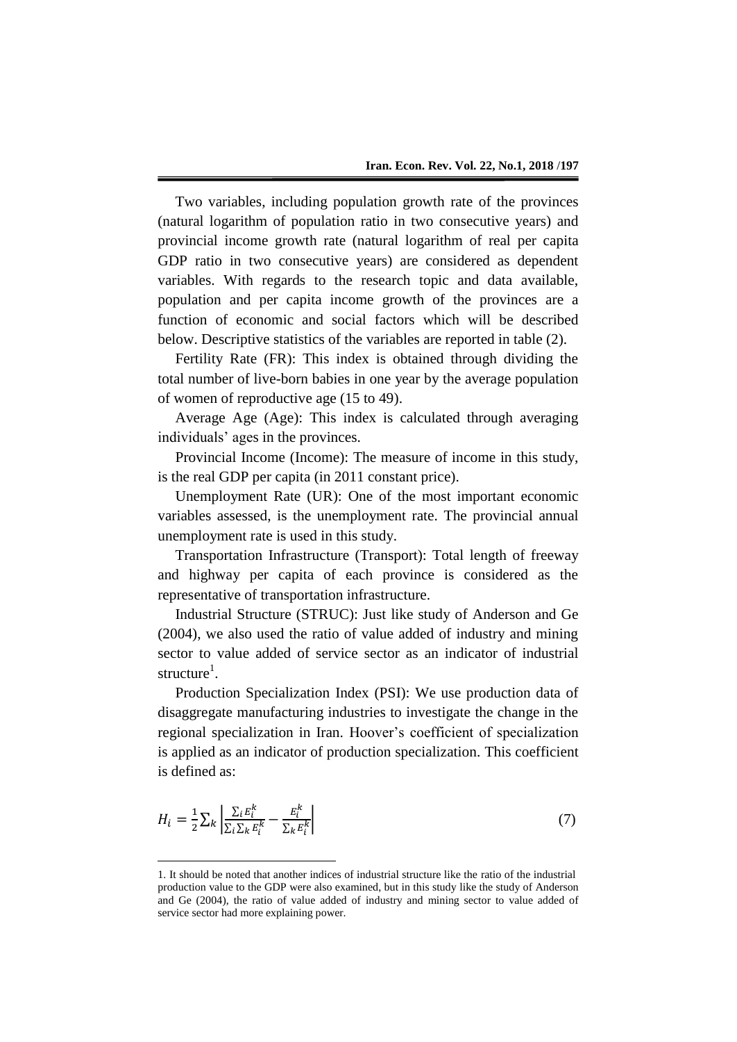Two variables, including population growth rate of the provinces (natural logarithm of population ratio in two consecutive years) and provincial income growth rate (natural logarithm of real per capita GDP ratio in two consecutive years) are considered as dependent variables. With regards to the research topic and data available, population and per capita income growth of the provinces are a function of economic and social factors which will be described below. Descriptive statistics of the variables are reported in table (2).

Fertility Rate (FR): This index is obtained through dividing the total number of live-born babies in one year by the average population of women of reproductive age (15 to 49).

Average Age (Age): This index is calculated through averaging individuals' ages in the provinces.

Provincial Income (Income): The measure of income in this study, is the real GDP per capita (in 2011 constant price).

Unemployment Rate (UR): One of the most important economic variables assessed, is the unemployment rate. The provincial annual unemployment rate is used in this study.

Transportation Infrastructure (Transport): Total length of freeway and highway per capita of each province is considered as the representative of transportation infrastructure.

Industrial Structure (STRUC): Just like study of Anderson and Ge (2004), we also used the ratio of value added of industry and mining sector to value added of service sector as an indicator of industrial structure[1].

Production Specialization Index (PSI): We use production data of disaggregate manufacturing industries to investigate the change in the regional specialization in Iran. Hoover's coefficient of specialization is applied as an indicator of production specialization. This coefficient is defined as:

$$H_i = \frac{1}{2}\sum_k \left| \frac{\sum_i E_i^k}{\sum_i \sum_k E_i^k} - \frac{E_i^k}{\sum_k E_i^k} \right| \tag{7}$$

1. It should be noted that another indices of industrial structure like the ratio of the industrial production value to the GDP were also examined, but in this study like the study of Anderson and Ge (2004), the ratio of value added of industry and mining sector to value added of service sector had more explaining power.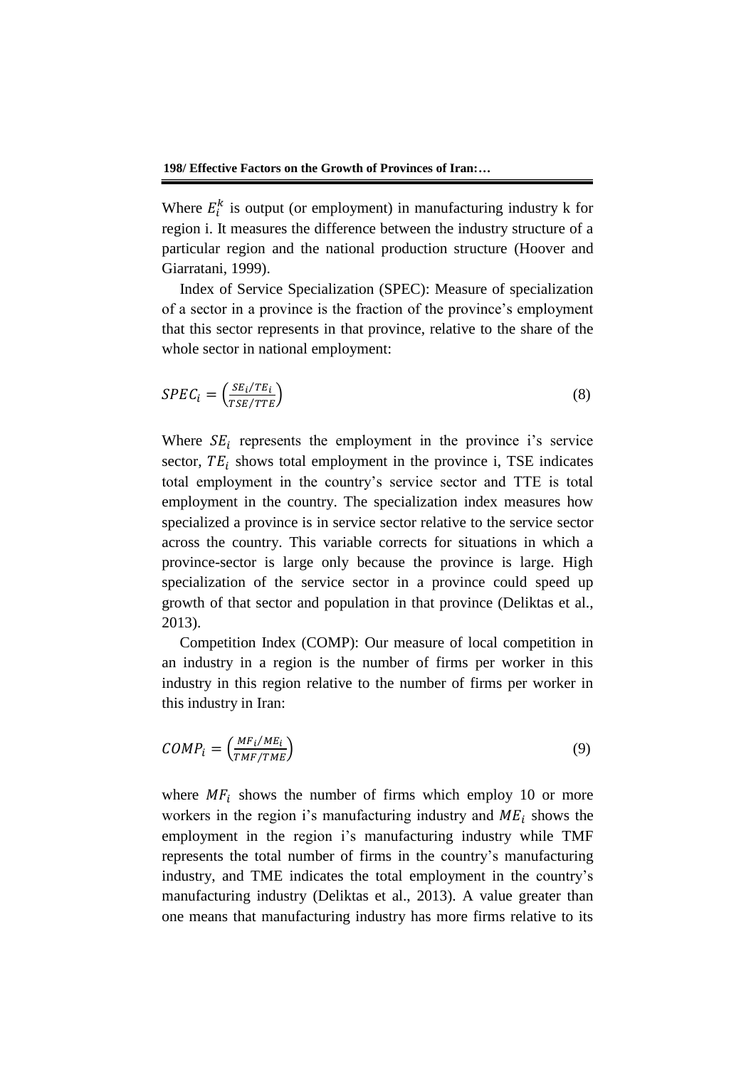Where $E_i^k$ is output (or employment) in manufacturing industry k for region i. It measures the difference between the industry structure of a particular region and the national production structure (Hoover and Giarratani, 1999).

Index of Service Specialization (SPEC): Measure of specialization of a sector in a province is the fraction of the province's employment that this sector represents in that province, relative to the share of the whole sector in national employment:

$$SPEC_i = \left(\frac{SE_i/TE_i}{TSE/TTE}\right) \tag{8}$$

Where $SE_i$ represents the employment in the province i's service sector, $TE_i$ shows total employment in the province i, TSE indicates total employment in the country's service sector and TTE is total employment in the country. The specialization index measures how specialized a province is in service sector relative to the service sector across the country. This variable corrects for situations in which a province-sector is large only because the province is large. High specialization of the service sector in a province could speed up growth of that sector and population in that province (Deliktas et al., 2013).

Competition Index (COMP): Our measure of local competition in an industry in a region is the number of firms per worker in this industry in this region relative to the number of firms per worker in this industry in Iran:

$$COMP_i = \left(\frac{MF_i/ME_i}{TMF/TME}\right) \tag{9}$$

where $MF_i$ shows the number of firms which employ 10 or more workers in the region i's manufacturing industry and $ME_i$ shows the employment in the region i's manufacturing industry while TMF represents the total number of firms in the country's manufacturing industry, and TME indicates the total employment in the country's manufacturing industry (Deliktas et al., 2013). A value greater than one means that manufacturing industry has more firms relative to its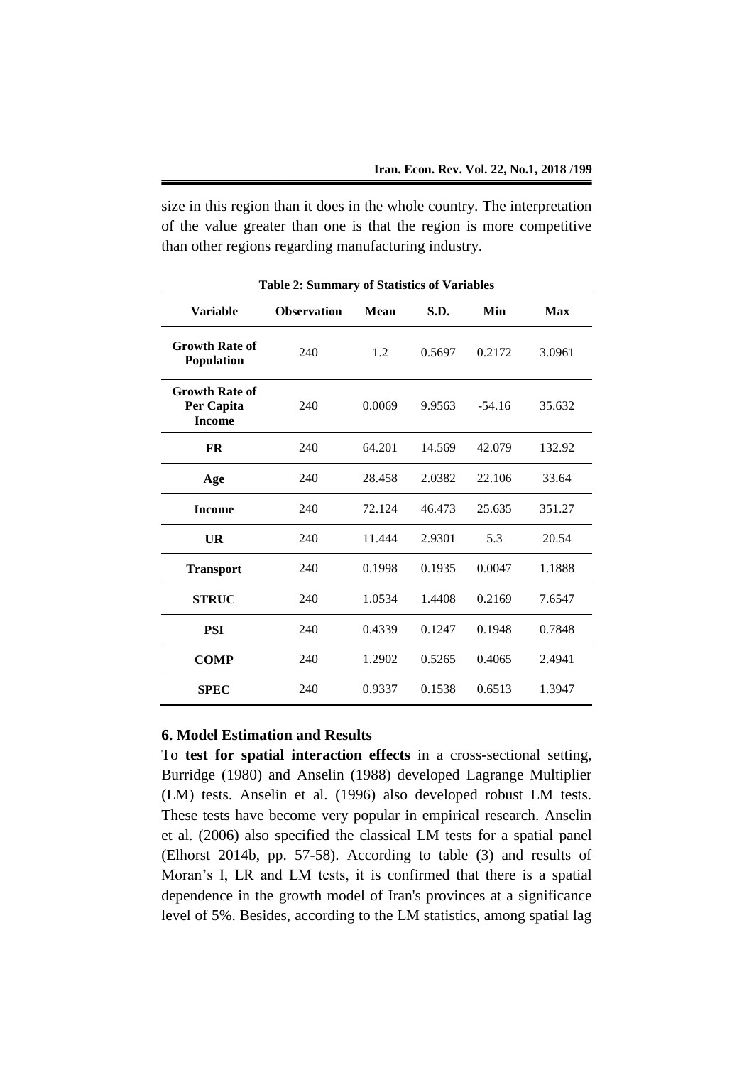size in this region than it does in the whole country. The interpretation of the value greater than one is that the region is more competitive than other regions regarding manufacturing industry.

**Table 2: Summary of Statistics of Variables**

| Variable | Observation | Mean | S.D. | Min | Max |
|---|---|---|---|---|---|
| **Growth Rate of Population** | 240 | 1.2 | 0.5697 | 0.2172 | 3.0961 |
| **Growth Rate of Per Capita Income** | 240 | 0.0069 | 9.9563 | -54.16 | 35.632 |
| **FR** | 240 | 64.201 | 14.569 | 42.079 | 132.92 |
| **Age** | 240 | 28.458 | 2.0382 | 22.106 | 33.64 |
| **Income** | 240 | 72.124 | 46.473 | 25.635 | 351.27 |
| **UR** | 240 | 11.444 | 2.9301 | 5.3 | 20.54 |
| **Transport** | 240 | 0.1998 | 0.1935 | 0.0047 | 1.1888 |
| **STRUC** | 240 | 1.0534 | 1.4408 | 0.2169 | 7.6547 |
| **PSI** | 240 | 0.4339 | 0.1247 | 0.1948 | 0.7848 |
| **COMP** | 240 | 1.2902 | 0.5265 | 0.4065 | 2.4941 |
| **SPEC** | 240 | 0.9337 | 0.1538 | 0.6513 | 1.3947 |

## 6. Model Estimation and Results

To **test for spatial interaction effects** in a cross-sectional setting, Burridge (1980) and Anselin (1988) developed Lagrange Multiplier (LM) tests. Anselin et al. (1996) also developed robust LM tests. These tests have become very popular in empirical research. Anselin et al. (2006) also specified the classical LM tests for a spatial panel (Elhorst 2014b, pp. 57-58). According to table (3) and results of Moran's I, LR and LM tests, it is confirmed that there is a spatial dependence in the growth model of Iran's provinces at a significance level of 5%. Besides, according to the LM statistics, among spatial lag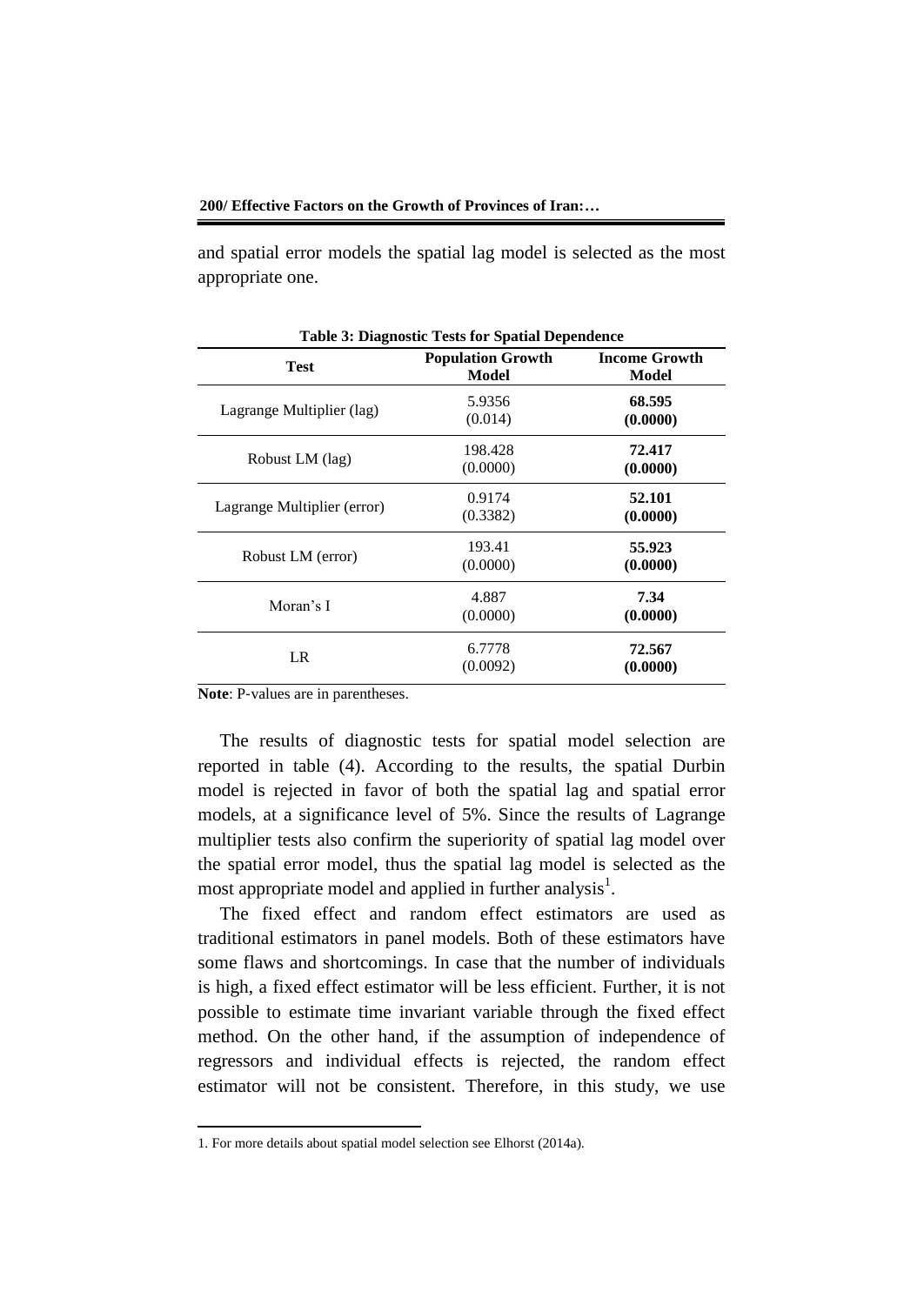and spatial error models the spatial lag model is selected as the most appropriate one.

**Table 3: Diagnostic Tests for Spatial Dependence**

| Test | Population Growth Model | Income Growth Model |
|---|---|---|
| Lagrange Multiplier (lag) | 5.9356 (0.014) | **68.595 (0.0000)** |
| Robust LM (lag) | 198.428 (0.0000) | **72.417 (0.0000)** |
| Lagrange Multiplier (error) | 0.9174 (0.3382) | **52.101 (0.0000)** |
| Robust LM (error) | 193.41 (0.0000) | **55.923 (0.0000)** |
| Moran's I | 4.887 (0.0000) | **7.34 (0.0000)** |
| LR | 6.7778 (0.0092) | **72.567 (0.0000)** |

**Note**: P-values are in parentheses.

The results of diagnostic tests for spatial model selection are reported in table (4). According to the results, the spatial Durbin model is rejected in favor of both the spatial lag and spatial error models, at a significance level of 5%. Since the results of Lagrange multiplier tests also confirm the superiority of spatial lag model over the spatial error model, thus the spatial lag model is selected as the most appropriate model and applied in further analysis[1].

The fixed effect and random effect estimators are used as traditional estimators in panel models. Both of these estimators have some flaws and shortcomings. In case that the number of individuals is high, a fixed effect estimator will be less efficient. Further, it is not possible to estimate time invariant variable through the fixed effect method. On the other hand, if the assumption of independence of regressors and individual effects is rejected, the random effect estimator will not be consistent. Therefore, in this study, we use

1. For more details about spatial model selection see Elhorst (2014a).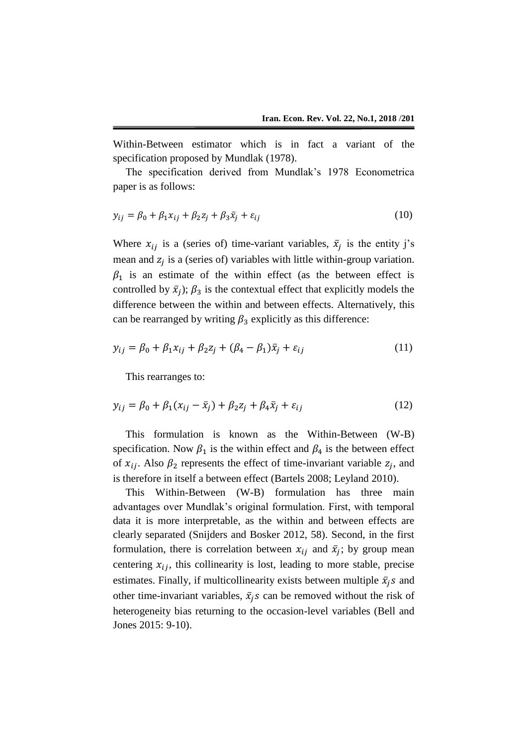Within-Between estimator which is in fact a variant of the specification proposed by Mundlak (1978).

The specification derived from Mundlak's 1978 Econometrica paper is as follows:

$$y_{ij} = \beta_0 + \beta_1 x_{ij} + \beta_2 z_j + \beta_3 \bar{x}_j + \varepsilon_{ij} \tag{10}$$

Where $x_{ij}$ is a (series of) time-variant variables, $\bar{x}_j$ is the entity j's mean and $z_j$ is a (series of) variables with little within-group variation. $\beta_1$ is an estimate of the within effect (as the between effect is controlled by $\bar{x}_j$); $\beta_3$ is the contextual effect that explicitly models the difference between the within and between effects. Alternatively, this can be rearranged by writing $\beta_3$ explicitly as this difference:

$$y_{ij} = \beta_0 + \beta_1 x_{ij} + \beta_2 z_j + (\beta_4 - \beta_1)\bar{x}_j + \varepsilon_{ij} \tag{11}$$

This rearranges to:

$$y_{ij} = \beta_0 + \beta_1 (x_{ij} - \bar{x}_j) + \beta_2 z_j + \beta_4 \bar{x}_j + \varepsilon_{ij} \tag{12}$$

This formulation is known as the Within-Between (W-B) specification. Now $\beta_1$ is the within effect and $\beta_4$ is the between effect of $x_{ij}$. Also $\beta_2$ represents the effect of time-invariant variable $z_j$, and is therefore in itself a between effect (Bartels 2008; Leyland 2010).

This Within-Between (W-B) formulation has three main advantages over Mundlak's original formulation. First, with temporal data it is more interpretable, as the within and between effects are clearly separated (Snijders and Bosker 2012, 58). Second, in the first formulation, there is correlation between $x_{ij}$ and $\bar{x}_j$; by group mean centering $x_{ij}$, this collinearity is lost, leading to more stable, precise estimates. Finally, if multicollinearity exists between multiple $\bar{x}_j s$ and other time-invariant variables, $\bar{x}_j s$ can be removed without the risk of heterogeneity bias returning to the occasion-level variables (Bell and Jones 2015: 9-10).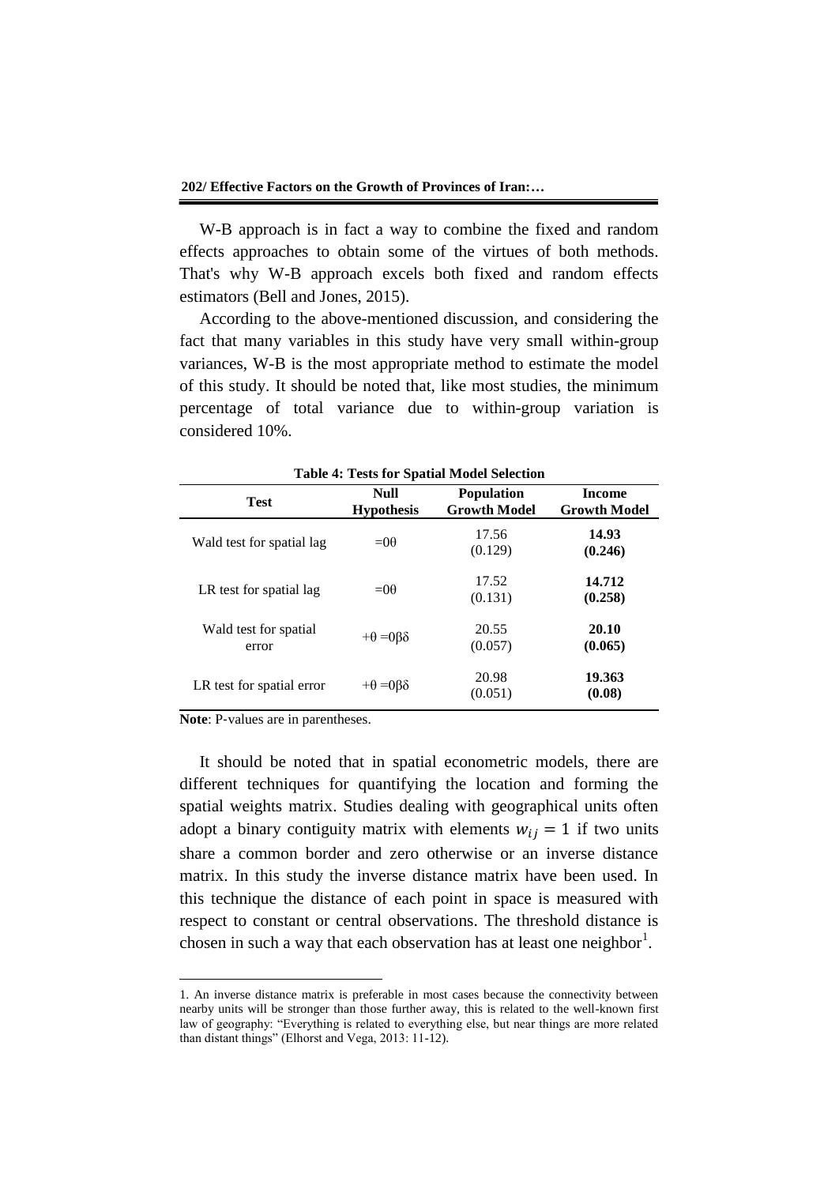W-B approach is in fact a way to combine the fixed and random effects approaches to obtain some of the virtues of both methods. That's why W-B approach excels both fixed and random effects estimators (Bell and Jones, 2015).

According to the above-mentioned discussion, and considering the fact that many variables in this study have very small within-group variances, W-B is the most appropriate method to estimate the model of this study. It should be noted that, like most studies, the minimum percentage of total variance due to within-group variation is considered 10%.

**Table 4: Tests for Spatial Model Selection**

| Test | Null Hypothesis | Population Growth Model | Income Growth Model |
|---|---|---|---|
| Wald test for spatial lag | =0θ | 17.56 (0.129) | **14.93 (0.246)** |
| LR test for spatial lag | =0θ | 17.52 (0.131) | **14.712 (0.258)** |
| Wald test for spatial error | +θ =0βδ | 20.55 (0.057) | **20.10 (0.065)** |
| LR test for spatial error | +θ =0βδ | 20.98 (0.051) | **19.363 (0.08)** |

**Note**: P-values are in parentheses.

It should be noted that in spatial econometric models, there are different techniques for quantifying the location and forming the spatial weights matrix. Studies dealing with geographical units often adopt a binary contiguity matrix with elements $w_{ij} = 1$ if two units share a common border and zero otherwise or an inverse distance matrix. In this study the inverse distance matrix have been used. In this technique the distance of each point in space is measured with respect to constant or central observations. The threshold distance is chosen in such a way that each observation has at least one neighbor[1].

1. An inverse distance matrix is preferable in most cases because the connectivity between nearby units will be stronger than those further away, this is related to the well-known first law of geography: "Everything is related to everything else, but near things are more related than distant things" (Elhorst and Vega, 2013: 11-12).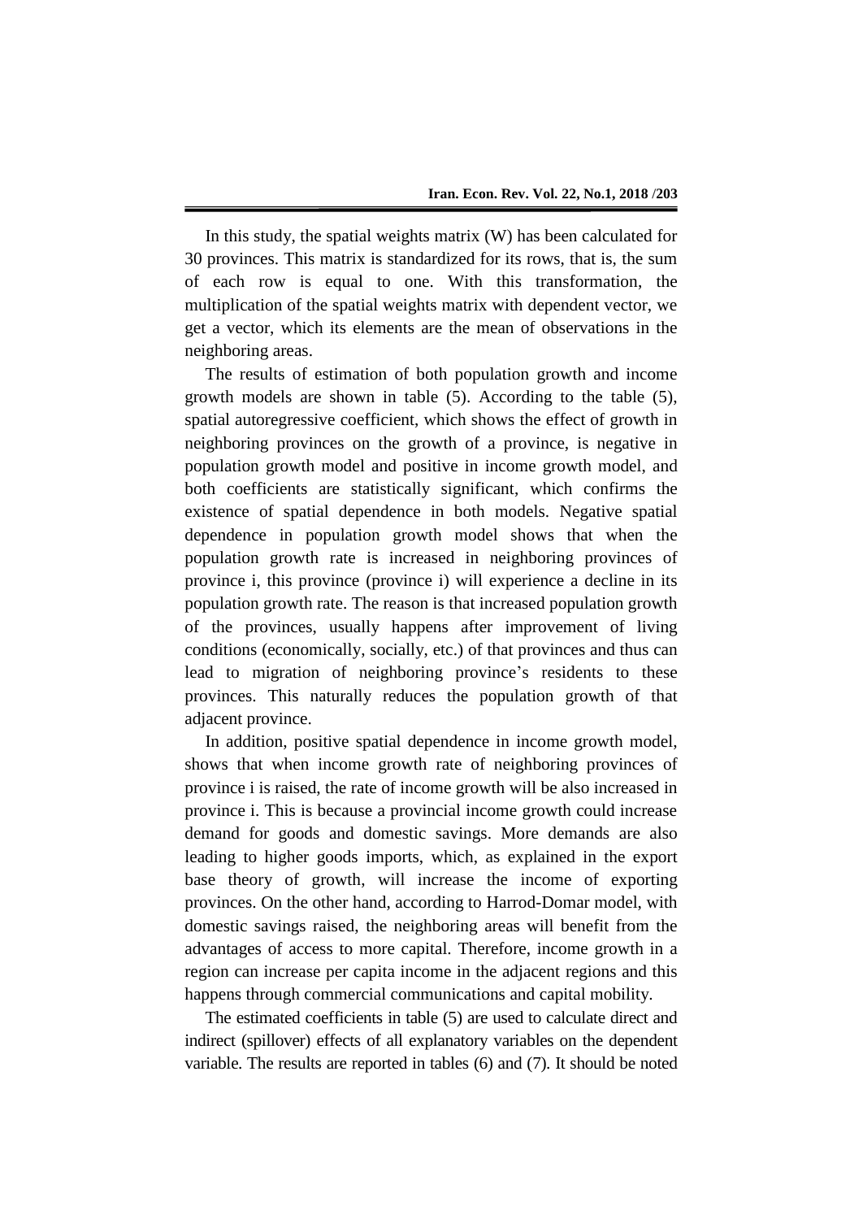In this study, the spatial weights matrix (W) has been calculated for 30 provinces. This matrix is standardized for its rows, that is, the sum of each row is equal to one. With this transformation, the multiplication of the spatial weights matrix with dependent vector, we get a vector, which its elements are the mean of observations in the neighboring areas.

The results of estimation of both population growth and income growth models are shown in table (5). According to the table (5), spatial autoregressive coefficient, which shows the effect of growth in neighboring provinces on the growth of a province, is negative in population growth model and positive in income growth model, and both coefficients are statistically significant, which confirms the existence of spatial dependence in both models. Negative spatial dependence in population growth model shows that when the population growth rate is increased in neighboring provinces of province i, this province (province i) will experience a decline in its population growth rate. The reason is that increased population growth of the provinces, usually happens after improvement of living conditions (economically, socially, etc.) of that provinces and thus can lead to migration of neighboring province's residents to these provinces. This naturally reduces the population growth of that adjacent province.

In addition, positive spatial dependence in income growth model, shows that when income growth rate of neighboring provinces of province i is raised, the rate of income growth will be also increased in province i. This is because a provincial income growth could increase demand for goods and domestic savings. More demands are also leading to higher goods imports, which, as explained in the export base theory of growth, will increase the income of exporting provinces. On the other hand, according to Harrod-Domar model, with domestic savings raised, the neighboring areas will benefit from the advantages of access to more capital. Therefore, income growth in a region can increase per capita income in the adjacent regions and this happens through commercial communications and capital mobility.

The estimated coefficients in table (5) are used to calculate direct and indirect (spillover) effects of all explanatory variables on the dependent variable. The results are reported in tables (6) and (7). It should be noted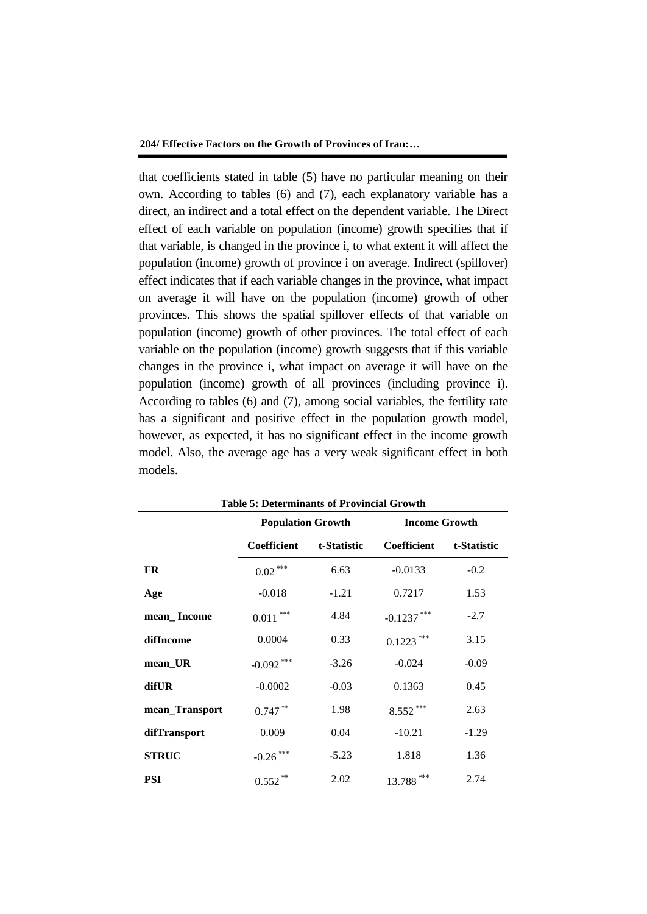that coefficients stated in table (5) have no particular meaning on their own. According to tables (6) and (7), each explanatory variable has a direct, an indirect and a total effect on the dependent variable. The Direct effect of each variable on population (income) growth specifies that if that variable, is changed in the province i, to what extent it will affect the population (income) growth of province i on average. Indirect (spillover) effect indicates that if each variable changes in the province, what impact on average it will have on the population (income) growth of other provinces. This shows the spatial spillover effects of that variable on population (income) growth of other provinces. The total effect of each variable on the population (income) growth suggests that if this variable changes in the province i, what impact on average it will have on the population (income) growth of all provinces (including province i). According to tables (6) and (7), among social variables, the fertility rate has a significant and positive effect in the population growth model, however, as expected, it has no significant effect in the income growth model. Also, the average age has a very weak significant effect in both models.

**Table 5: Determinants of Provincial Growth**

| | Population Growth | | Income Growth | |
|---|---|---|---|---|
| | **Coefficient** | **t-Statistic** | **Coefficient** | **t-Statistic** |
| **FR** | 0.02 *** | 6.63 | -0.0133 | -0.2 |
| **Age** | -0.018 | -1.21 | 0.7217 | 1.53 |
| **mean_ Income** | 0.011 *** | 4.84 | -0.1237 *** | -2.7 |
| **difIncome** | 0.0004 | 0.33 | 0.1223 *** | 3.15 |
| **mean_UR** | -0.092 *** | -3.26 | -0.024 | -0.09 |
| **difUR** | -0.0002 | -0.03 | 0.1363 | 0.45 |
| **mean_Transport** | 0.747 ** | 1.98 | 8.552 *** | 2.63 |
| **difTransport** | 0.009 | 0.04 | -10.21 | -1.29 |
| **STRUC** | -0.26 *** | -5.23 | 1.818 | 1.36 |
| **PSI** | 0.552 ** | 2.02 | 13.788 *** | 2.74 |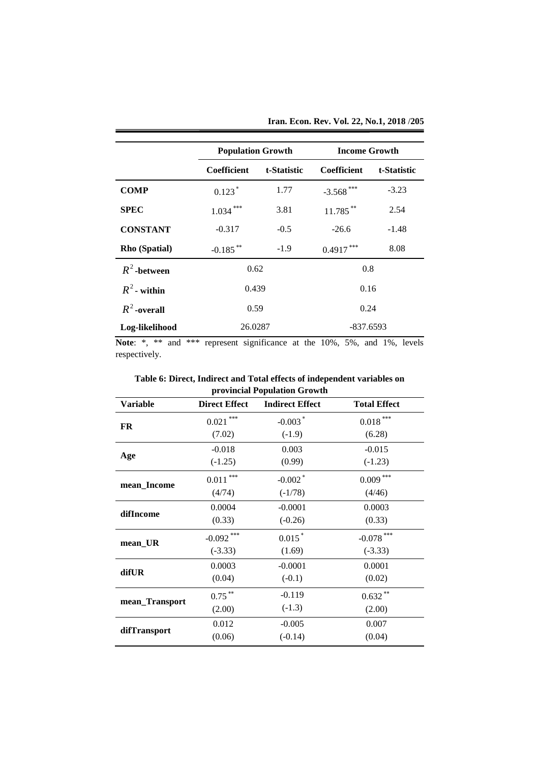| | Population Growth | | Income Growth | |
|---|---|---|---|---|
| | Coefficient | t-Statistic | Coefficient | t-Statistic |
| **COMP** | 0.123 * | 1.77 | -3.568 *** | -3.23 |
| **SPEC** | 1.034 *** | 3.81 | 11.785 ** | 2.54 |
| **CONSTANT** | -0.317 | -0.5 | -26.6 | -1.48 |
| **Rho (Spatial)** | -0.185 ** | -1.9 | 0.4917 *** | 8.08 |
| $R^2$ **-between** | 0.62 | | 0.8 | |
| $R^2$ **- within** | 0.439 | | 0.16 | |
| $R^2$ **-overall** | 0.59 | | 0.24 | |
| **Log-likelihood** | 26.0287 | | -837.6593 | |

**Note**: *, ** and *** represent significance at the 10%, 5%, and 1%, levels respectively.

**Table 6: Direct, Indirect and Total effects of independent variables on provincial Population Growth**

| Variable | Direct Effect | Indirect Effect | Total Effect |
|---|---|---|---|
| **FR** | 0.021 *** (7.02) | -0.003 * (-1.9) | 0.018 *** (6.28) |
| **Age** | -0.018 (-1.25) | 0.003 (0.99) | -0.015 (-1.23) |
| **mean_Income** | 0.011 *** (4/74) | -0.002 * (-1/78) | 0.009 *** (4/46) |
| **difIncome** | 0.0004 (0.33) | -0.0001 (-0.26) | 0.0003 (0.33) |
| **mean_UR** | -0.092 *** (-3.33) | 0.015 * (1.69) | -0.078 *** (-3.33) |
| **difUR** | 0.0003 (0.04) | -0.0001 (-0.1) | 0.0001 (0.02) |
| **mean_Transport** | 0.75 ** (2.00) | -0.119 (-1.3) | 0.632 ** (2.00) |
| **difTransport** | 0.012 (0.06) | -0.005 (-0.14) | 0.007 (0.04) |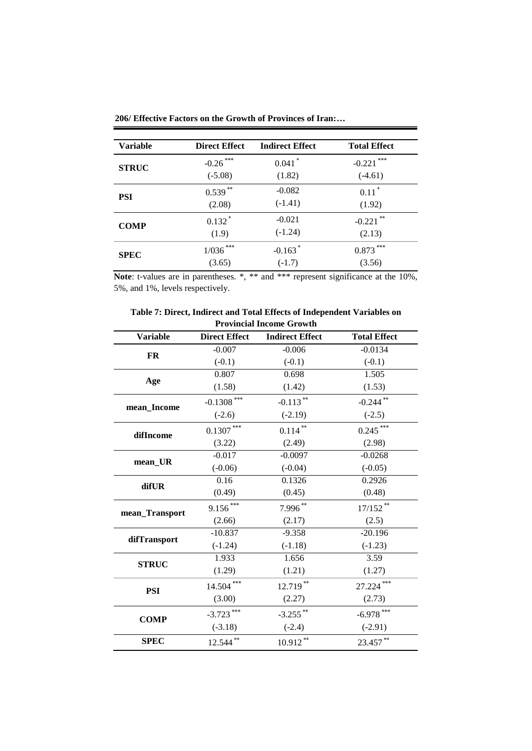| Variable | Direct Effect | Indirect Effect | Total Effect |
|---|---|---|---|
| **STRUC** | -0.26 *** | 0.041 * | -0.221 *** |
| | (-5.08) | (1.82) | (-4.61) |
| **PSI** | 0.539 ** | -0.082 | 0.11 * |
| | (2.08) | (-1.41) | (1.92) |
| **COMP** | 0.132 * | -0.021 | -0.221 ** |
| | (1.9) | (-1.24) | (2.13) |
| **SPEC** | 1/036 *** | -0.163 * | 0.873 *** |
| | (3.65) | (-1.7) | (3.56) |

**Note**: t-values are in parentheses. *, ** and *** represent significance at the 10%, 5%, and 1%, levels respectively.

**Table 7: Direct, Indirect and Total Effects of Independent Variables on Provincial Income Growth**

| Variable | Direct Effect | Indirect Effect | Total Effect |
|---|---|---|---|
| **FR** | -0.007 | -0.006 | -0.0134 |
| | (-0.1) | (-0.1) | (-0.1) |
| **Age** | 0.807 | 0.698 | 1.505 |
| | (1.58) | (1.42) | (1.53) |
| **mean_Income** | -0.1308 *** | -0.113 ** | -0.244 ** |
| | (-2.6) | (-2.19) | (-2.5) |
| **difIncome** | 0.1307 *** | 0.114 ** | 0.245 *** |
| | (3.22) | (2.49) | (2.98) |
| **mean_UR** | -0.017 | -0.0097 | -0.0268 |
| | (-0.06) | (-0.04) | (-0.05) |
| **difUR** | 0.16 | 0.1326 | 0.2926 |
| | (0.49) | (0.45) | (0.48) |
| **mean_Transport** | 9.156 *** | 7.996 ** | 17/152 ** |
| | (2.66) | (2.17) | (2.5) |
| **difTransport** | -10.837 | -9.358 | -20.196 |
| | (-1.24) | (-1.18) | (-1.23) |
| **STRUC** | 1.933 | 1.656 | 3.59 |
| | (1.29) | (1.21) | (1.27) |
| **PSI** | 14.504 *** | 12.719 ** | 27.224 *** |
| | (3.00) | (2.27) | (2.73) |
| **COMP** | -3.723 *** | -3.255 ** | -6.978 *** |
| | (-3.18) | (-2.4) | (-2.91) |
| **SPEC** | 12.544 ** | 10.912 ** | 23.457 ** |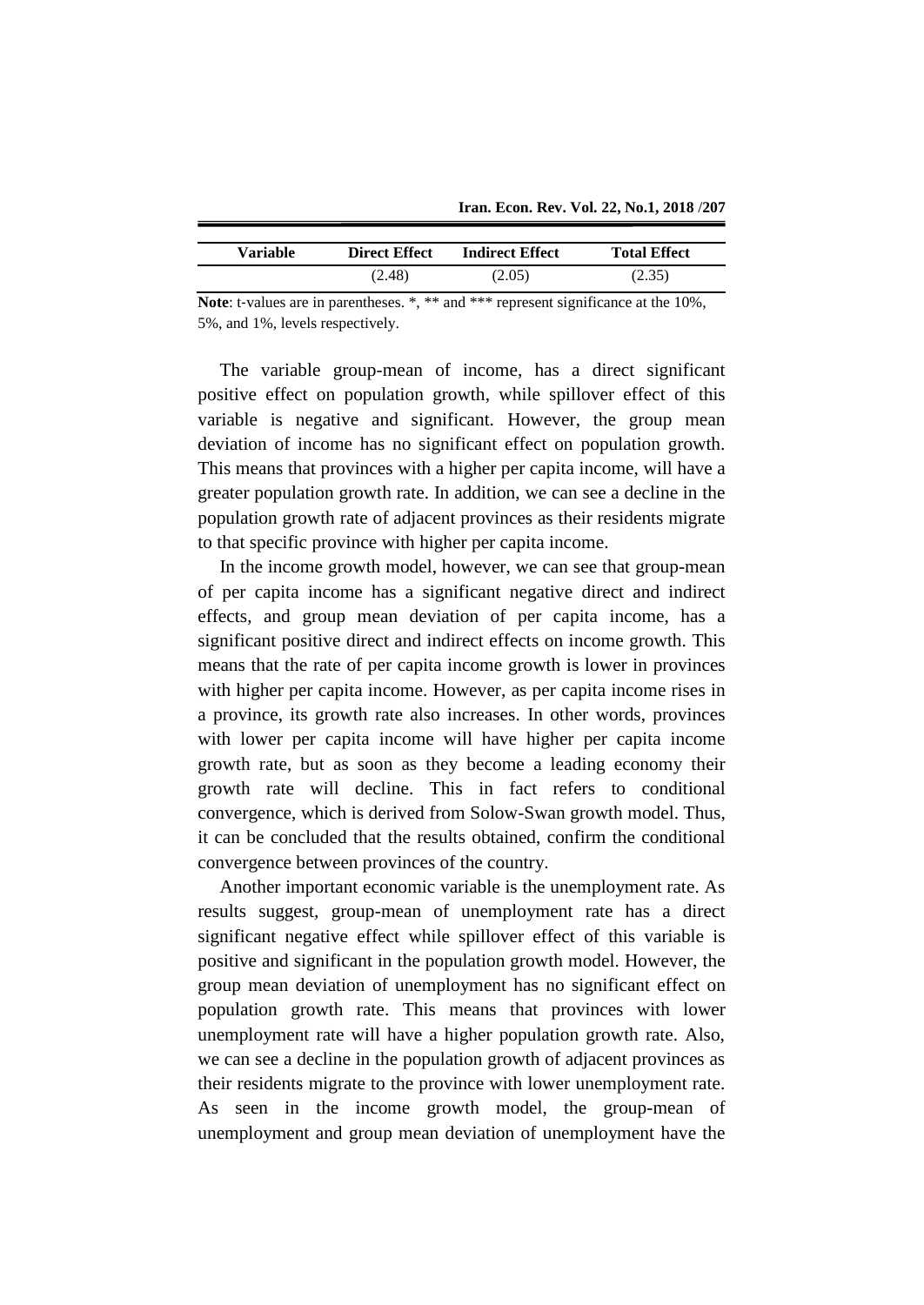| Variable | Direct Effect | Indirect Effect | Total Effect |
|---|---|---|---|
| | (2.48) | (2.05) | (2.35) |

**Note**: t-values are in parentheses. *, ** and *** represent significance at the 10%, 5%, and 1%, levels respectively.

The variable group-mean of income, has a direct significant positive effect on population growth, while spillover effect of this variable is negative and significant. However, the group mean deviation of income has no significant effect on population growth. This means that provinces with a higher per capita income, will have a greater population growth rate. In addition, we can see a decline in the population growth rate of adjacent provinces as their residents migrate to that specific province with higher per capita income.

In the income growth model, however, we can see that group-mean of per capita income has a significant negative direct and indirect effects, and group mean deviation of per capita income, has a significant positive direct and indirect effects on income growth. This means that the rate of per capita income growth is lower in provinces with higher per capita income. However, as per capita income rises in a province, its growth rate also increases. In other words, provinces with lower per capita income will have higher per capita income growth rate, but as soon as they become a leading economy their growth rate will decline. This in fact refers to conditional convergence, which is derived from Solow-Swan growth model. Thus, it can be concluded that the results obtained, confirm the conditional convergence between provinces of the country.

Another important economic variable is the unemployment rate. As results suggest, group-mean of unemployment rate has a direct significant negative effect while spillover effect of this variable is positive and significant in the population growth model. However, the group mean deviation of unemployment has no significant effect on population growth rate. This means that provinces with lower unemployment rate will have a higher population growth rate. Also, we can see a decline in the population growth of adjacent provinces as their residents migrate to the province with lower unemployment rate. As seen in the income growth model, the group-mean of unemployment and group mean deviation of unemployment have the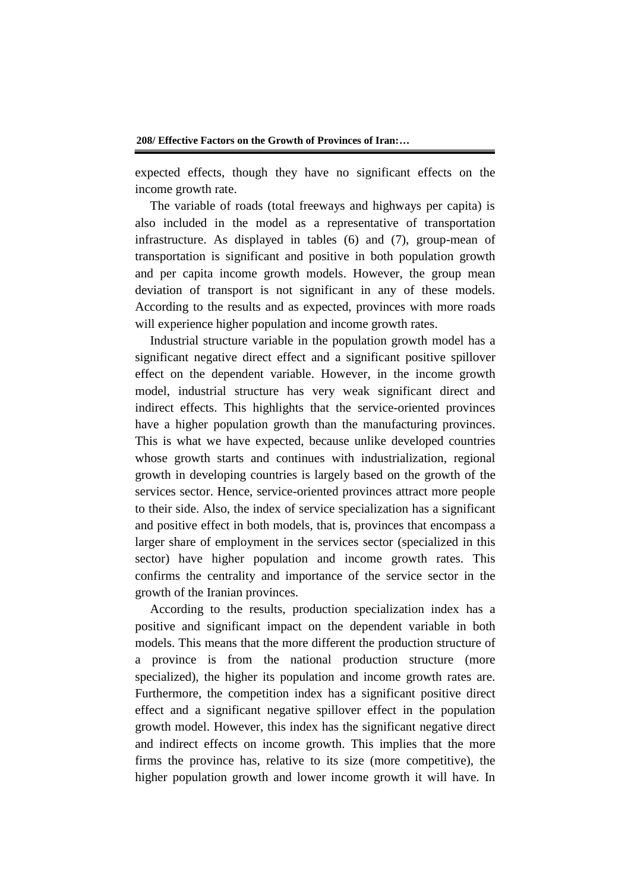expected effects, though they have no significant effects on the income growth rate.

The variable of roads (total freeways and highways per capita) is also included in the model as a representative of transportation infrastructure. As displayed in tables (6) and (7), group-mean of transportation is significant and positive in both population growth and per capita income growth models. However, the group mean deviation of transport is not significant in any of these models. According to the results and as expected, provinces with more roads will experience higher population and income growth rates.

Industrial structure variable in the population growth model has a significant negative direct effect and a significant positive spillover effect on the dependent variable. However, in the income growth model, industrial structure has very weak significant direct and indirect effects. This highlights that the service-oriented provinces have a higher population growth than the manufacturing provinces. This is what we have expected, because unlike developed countries whose growth starts and continues with industrialization, regional growth in developing countries is largely based on the growth of the services sector. Hence, service-oriented provinces attract more people to their side. Also, the index of service specialization has a significant and positive effect in both models, that is, provinces that encompass a larger share of employment in the services sector (specialized in this sector) have higher population and income growth rates. This confirms the centrality and importance of the service sector in the growth of the Iranian provinces.

According to the results, production specialization index has a positive and significant impact on the dependent variable in both models. This means that the more different the production structure of a province is from the national production structure (more specialized), the higher its population and income growth rates are. Furthermore, the competition index has a significant positive direct effect and a significant negative spillover effect in the population growth model. However, this index has the significant negative direct and indirect effects on income growth. This implies that the more firms the province has, relative to its size (more competitive), the higher population growth and lower income growth it will have. In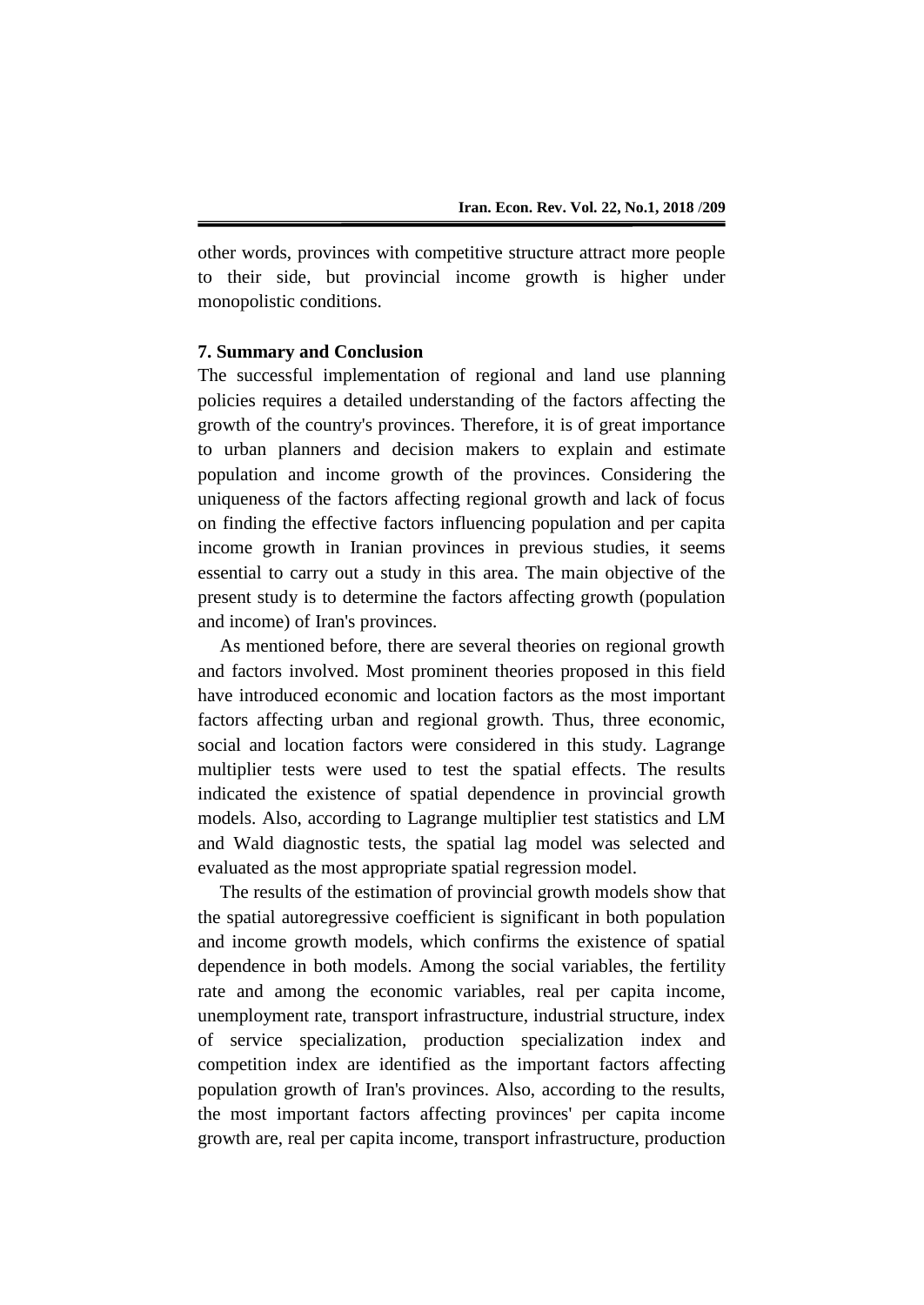other words, provinces with competitive structure attract more people to their side, but provincial income growth is higher under monopolistic conditions.

## 7. Summary and Conclusion

The successful implementation of regional and land use planning policies requires a detailed understanding of the factors affecting the growth of the country's provinces. Therefore, it is of great importance to urban planners and decision makers to explain and estimate population and income growth of the provinces. Considering the uniqueness of the factors affecting regional growth and lack of focus on finding the effective factors influencing population and per capita income growth in Iranian provinces in previous studies, it seems essential to carry out a study in this area. The main objective of the present study is to determine the factors affecting growth (population and income) of Iran's provinces.

As mentioned before, there are several theories on regional growth and factors involved. Most prominent theories proposed in this field have introduced economic and location factors as the most important factors affecting urban and regional growth. Thus, three economic, social and location factors were considered in this study. Lagrange multiplier tests were used to test the spatial effects. The results indicated the existence of spatial dependence in provincial growth models. Also, according to Lagrange multiplier test statistics and LM and Wald diagnostic tests, the spatial lag model was selected and evaluated as the most appropriate spatial regression model.

The results of the estimation of provincial growth models show that the spatial autoregressive coefficient is significant in both population and income growth models, which confirms the existence of spatial dependence in both models. Among the social variables, the fertility rate and among the economic variables, real per capita income, unemployment rate, transport infrastructure, industrial structure, index of service specialization, production specialization index and competition index are identified as the important factors affecting population growth of Iran's provinces. Also, according to the results, the most important factors affecting provinces' per capita income growth are, real per capita income, transport infrastructure, production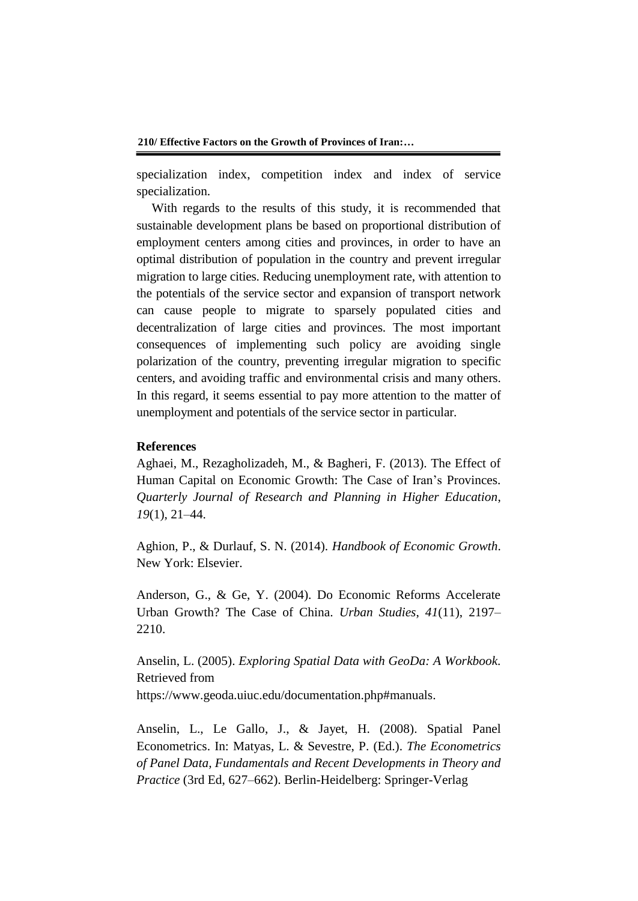specialization index, competition index and index of service specialization.

With regards to the results of this study, it is recommended that sustainable development plans be based on proportional distribution of employment centers among cities and provinces, in order to have an optimal distribution of population in the country and prevent irregular migration to large cities. Reducing unemployment rate, with attention to the potentials of the service sector and expansion of transport network can cause people to migrate to sparsely populated cities and decentralization of large cities and provinces. The most important consequences of implementing such policy are avoiding single polarization of the country, preventing irregular migration to specific centers, and avoiding traffic and environmental crisis and many others. In this regard, it seems essential to pay more attention to the matter of unemployment and potentials of the service sector in particular.

## References

Aghaei, M., Rezagholizadeh, M., & Bagheri, F. (2013). The Effect of Human Capital on Economic Growth: The Case of Iran's Provinces. *Quarterly Journal of Research and Planning in Higher Education*, *19*(1), 21–44.

Aghion, P., & Durlauf, S. N. (2014). *Handbook of Economic Growth*. New York: Elsevier.

Anderson, G., & Ge, Y. (2004). Do Economic Reforms Accelerate Urban Growth? The Case of China. *Urban Studies*, *41*(11), 2197–2210.

Anselin, L. (2005). *Exploring Spatial Data with GeoDa: A Workbook*. Retrieved from https://www.geoda.uiuc.edu/documentation.php#manuals.

Anselin, L., Le Gallo, J., & Jayet, H. (2008). Spatial Panel Econometrics. In: Matyas, L. & Sevestre, P. (Ed.). *The Econometrics of Panel Data, Fundamentals and Recent Developments in Theory and Practice* (3rd Ed, 627–662). Berlin-Heidelberg: Springer-Verlag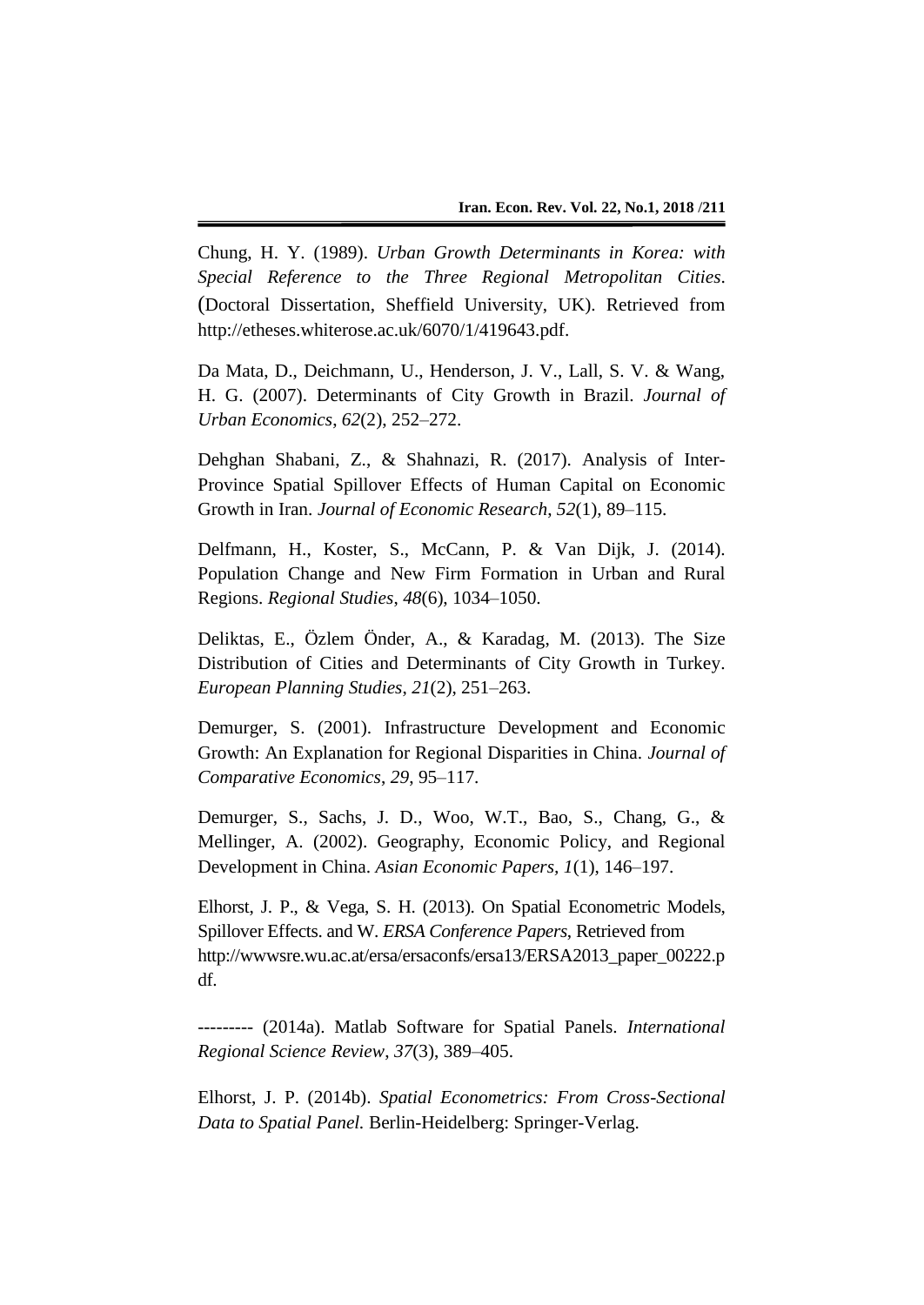Chung, H. Y. (1989). *Urban Growth Determinants in Korea: with Special Reference to the Three Regional Metropolitan Cities*. (Doctoral Dissertation, Sheffield University, UK). Retrieved from http://etheses.whiterose.ac.uk/6070/1/419643.pdf.

Da Mata, D., Deichmann, U., Henderson, J. V., Lall, S. V. & Wang, H. G. (2007). Determinants of City Growth in Brazil. *Journal of Urban Economics*, *62*(2), 252–272.

Dehghan Shabani, Z., & Shahnazi, R. (2017). Analysis of Inter-Province Spatial Spillover Effects of Human Capital on Economic Growth in Iran. *Journal of Economic Research*, *52*(1), 89–115.

Delfmann, H., Koster, S., McCann, P. & Van Dijk, J. (2014). Population Change and New Firm Formation in Urban and Rural Regions. *Regional Studies*, *48*(6), 1034–1050.

Deliktas, E., Özlem Önder, A., & Karadag, M. (2013). The Size Distribution of Cities and Determinants of City Growth in Turkey. *European Planning Studies*, *21*(2), 251–263.

Demurger, S. (2001). Infrastructure Development and Economic Growth: An Explanation for Regional Disparities in China. *Journal of Comparative Economics*, *29*, 95–117.

Demurger, S., Sachs, J. D., Woo, W.T., Bao, S., Chang, G., & Mellinger, A. (2002). Geography, Economic Policy, and Regional Development in China. *Asian Economic Papers*, *1*(1), 146–197.

Elhorst, J. P., & Vega, S. H. (2013). On Spatial Econometric Models, Spillover Effects. and W. *ERSA Conference Papers*, Retrieved from http://wwwsre.wu.ac.at/ersa/ersaconfs/ersa13/ERSA2013_paper_00222.pdf.

--------- (2014a). Matlab Software for Spatial Panels. *International Regional Science Review*, *37*(3), 389–405.

Elhorst, J. P. (2014b). *Spatial Econometrics: From Cross-Sectional Data to Spatial Panel.* Berlin-Heidelberg: Springer-Verlag.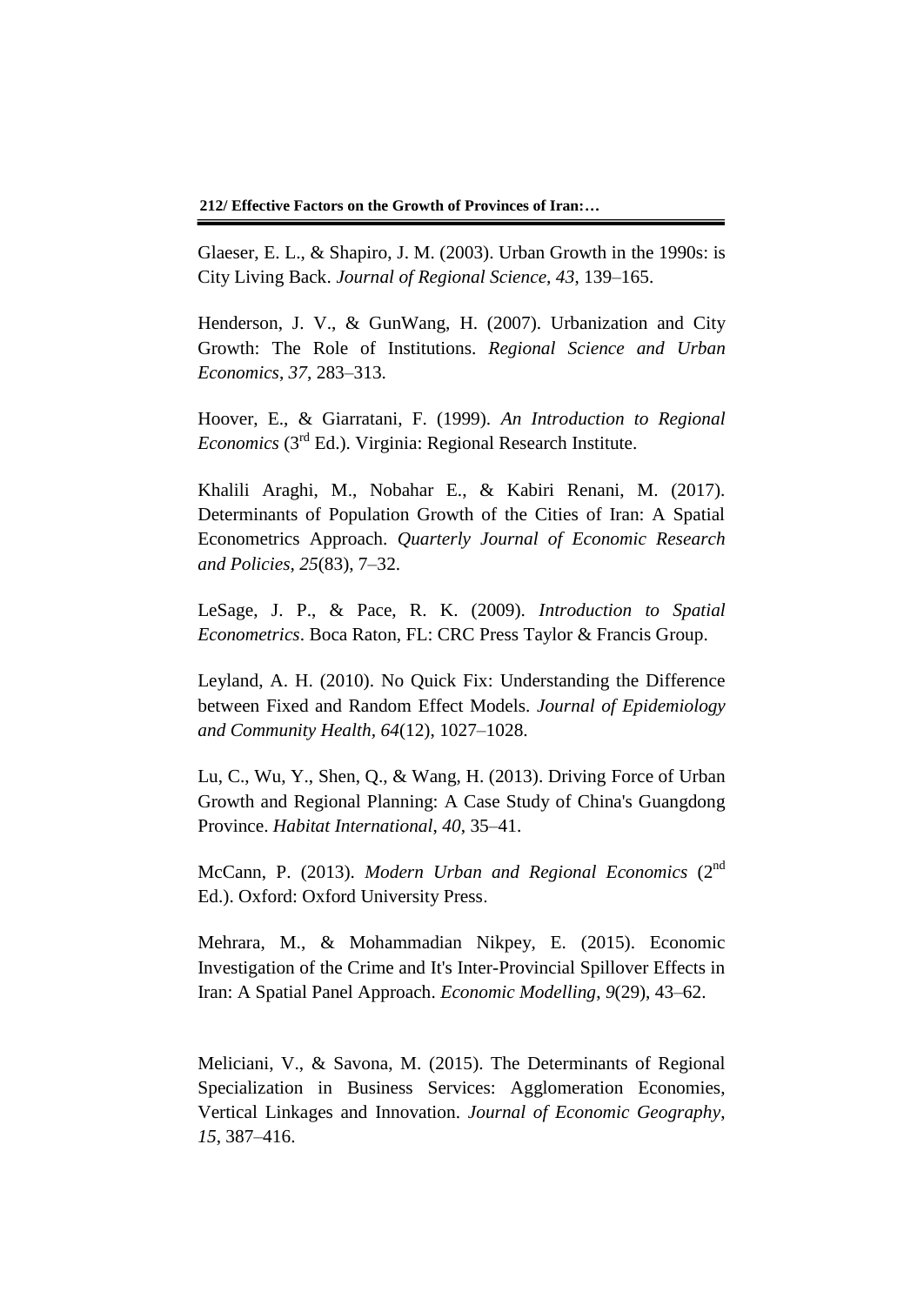Glaeser, E. L., & Shapiro, J. M. (2003). Urban Growth in the 1990s: is City Living Back. *Journal of Regional Science, 43*, 139–165.

Henderson, J. V., & GunWang, H. (2007). Urbanization and City Growth: The Role of Institutions. *Regional Science and Urban Economics*, *37*, 283–313.

Hoover, E., & Giarratani, F. (1999). *An Introduction to Regional Economics* (3rd Ed.). Virginia: Regional Research Institute.

Khalili Araghi, M., Nobahar E., & Kabiri Renani, M. (2017). Determinants of Population Growth of the Cities of Iran: A Spatial Econometrics Approach. *Quarterly Journal of Economic Research and Policies*, *25*(83), 7–32.

LeSage, J. P., & Pace, R. K. (2009). *Introduction to Spatial Econometrics*. Boca Raton, FL: CRC Press Taylor & Francis Group.

Leyland, A. H. (2010). No Quick Fix: Understanding the Difference between Fixed and Random Effect Models. *Journal of Epidemiology and Community Health*, *64*(12), 1027–1028.

Lu, C., Wu, Y., Shen, Q., & Wang, H. (2013). Driving Force of Urban Growth and Regional Planning: A Case Study of China's Guangdong Province. *Habitat International*, *40*, 35–41.

McCann, P. (2013). *Modern Urban and Regional Economics* (2nd Ed.). Oxford: Oxford University Press.

Mehrara, M., & Mohammadian Nikpey, E. (2015). Economic Investigation of the Crime and It's Inter-Provincial Spillover Effects in Iran: A Spatial Panel Approach. *Economic Modelling*, *9*(29), 43–62.

Meliciani, V., & Savona, M. (2015). The Determinants of Regional Specialization in Business Services: Agglomeration Economies, Vertical Linkages and Innovation. *Journal of Economic Geography*, *15*, 387–416.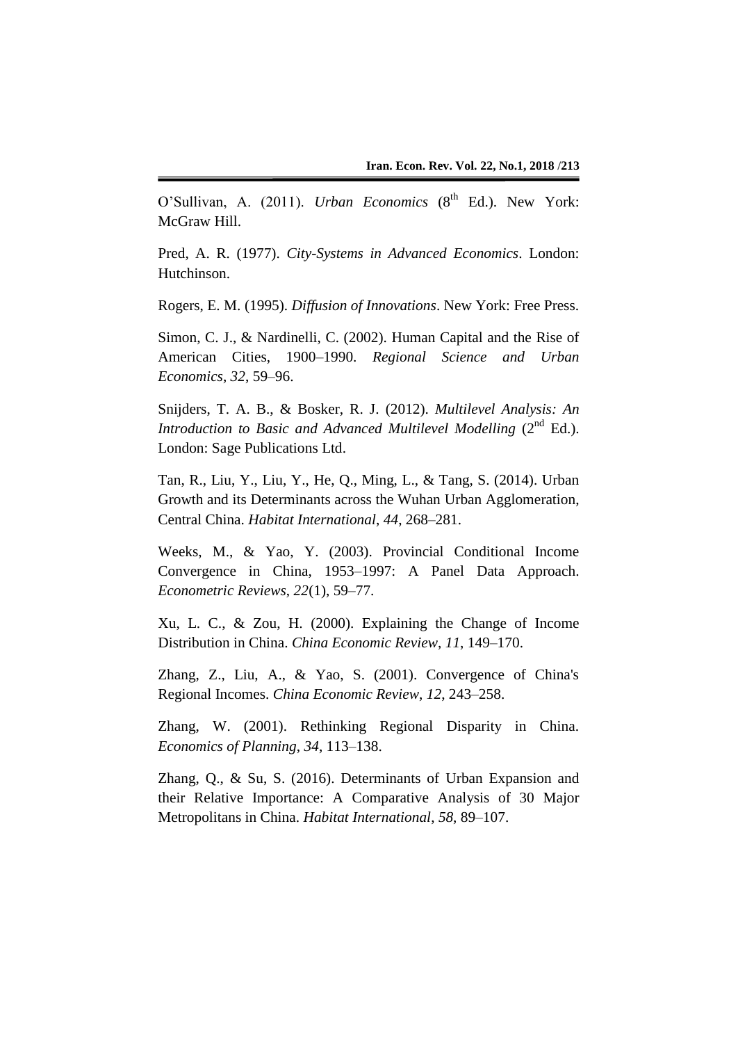O'Sullivan, A. (2011). *Urban Economics* (8th Ed.). New York: McGraw Hill.

Pred, A. R. (1977). *City-Systems in Advanced Economics*. London: Hutchinson.

Rogers, E. M. (1995). *Diffusion of Innovations*. New York: Free Press.

Simon, C. J., & Nardinelli, C. (2002). Human Capital and the Rise of American Cities, 1900–1990. *Regional Science and Urban Economics*, *32*, 59–96.

Snijders, T. A. B., & Bosker, R. J. (2012). *Multilevel Analysis: An Introduction to Basic and Advanced Multilevel Modelling* (2nd Ed.). London: Sage Publications Ltd.

Tan, R., Liu, Y., Liu, Y., He, Q., Ming, L., & Tang, S. (2014). Urban Growth and its Determinants across the Wuhan Urban Agglomeration, Central China. *Habitat International*, *44*, 268–281.

Weeks, M., & Yao, Y. (2003). Provincial Conditional Income Convergence in China, 1953–1997: A Panel Data Approach. *Econometric Reviews*, *22*(1), 59–77.

Xu, L. C., & Zou, H. (2000). Explaining the Change of Income Distribution in China. *China Economic Review*, *11*, 149–170.

Zhang, Z., Liu, A., & Yao, S. (2001). Convergence of China's Regional Incomes. *China Economic Review*, *12*, 243–258.

Zhang, W. (2001). Rethinking Regional Disparity in China. *Economics of Planning*, *34*, 113–138.

Zhang, Q., & Su, S. (2016). Determinants of Urban Expansion and their Relative Importance: A Comparative Analysis of 30 Major Metropolitans in China. *Habitat International*, *58*, 89–107.